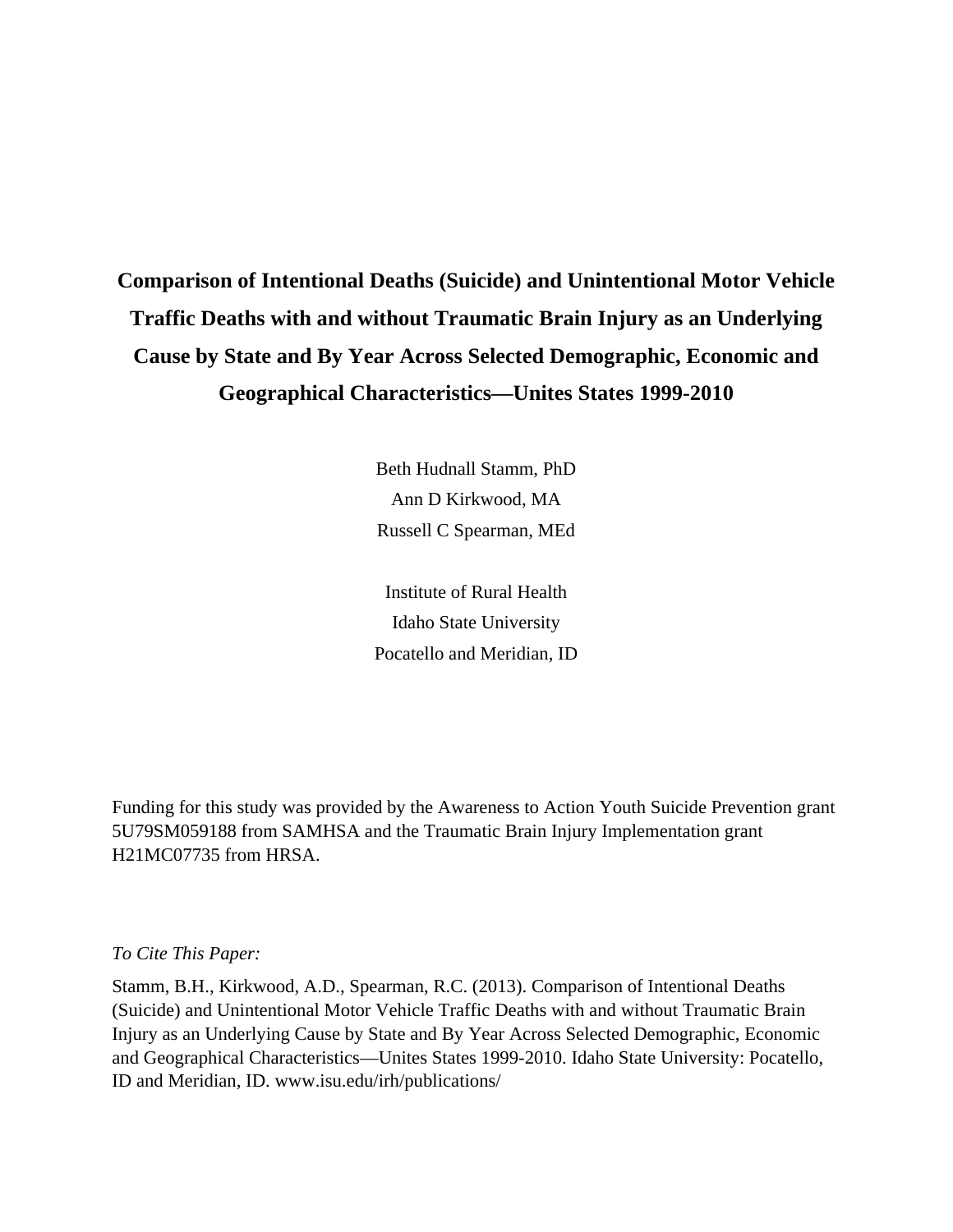# Comparison of Intentional Deaths (Suicide) and Unintentional Motor Vehicle Traffic Deaths with and without Traumatic Brain Injury as an Underlying Cause by State and By Year Across Selected Demographic, Economic and Geographical Characteristics—Unites States 1999-2010

Beth Hudnall Stamm, PhD
Ann D Kirkwood, MA
Russell C Spearman, MEd

Institute of Rural Health
Idaho State University
Pocatello and Meridian, ID

Funding for this study was provided by the Awareness to Action Youth Suicide Prevention grant 5U79SM059188 from SAMHSA and the Traumatic Brain Injury Implementation grant H21MC07735 from HRSA.

*To Cite This Paper:*

Stamm, B.H., Kirkwood, A.D., Spearman, R.C. (2013). Comparison of Intentional Deaths (Suicide) and Unintentional Motor Vehicle Traffic Deaths with and without Traumatic Brain Injury as an Underlying Cause by State and By Year Across Selected Demographic, Economic and Geographical Characteristics—Unites States 1999-2010. Idaho State University: Pocatello, ID and Meridian, ID. www.isu.edu/irh/publications/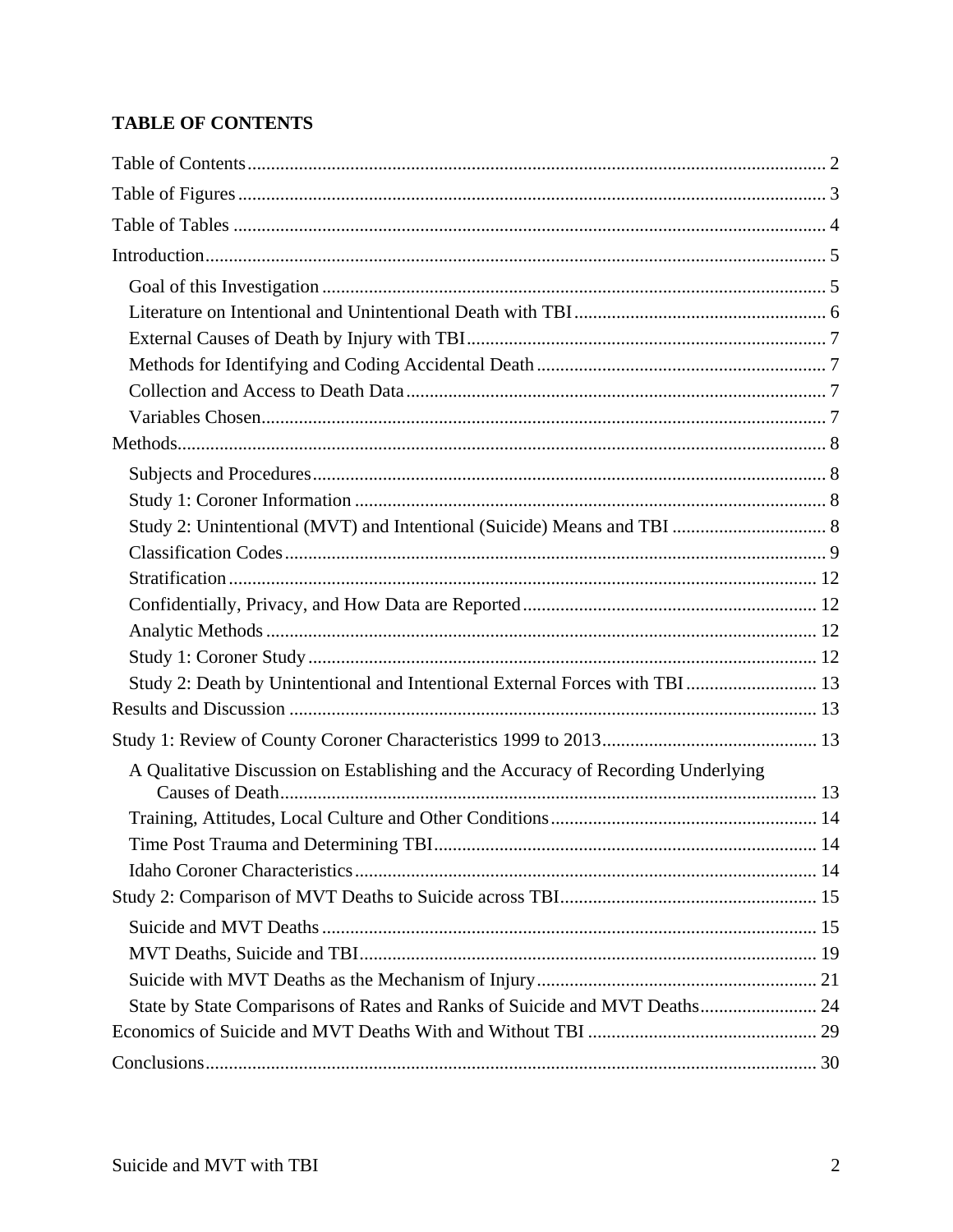# TABLE OF CONTENTS

Table of Contents ........ 2

Table of Figures ........ 3

Table of Tables ........ 4

Introduction ........ 5

- Goal of this Investigation ........ 5
- Literature on Intentional and Unintentional Death with TBI ........ 6
- External Causes of Death by Injury with TBI ........ 7
- Methods for Identifying and Coding Accidental Death ........ 7
- Collection and Access to Death Data ........ 7
- Variables Chosen ........ 7

Methods ........ 8

- Subjects and Procedures ........ 8
- Study 1: Coroner Information ........ 8
- Study 2: Unintentional (MVT) and Intentional (Suicide) Means and TBI ........ 8
- Classification Codes ........ 9
- Stratification ........ 12
- Confidentially, Privacy, and How Data are Reported ........ 12
- Analytic Methods ........ 12
- Study 1: Coroner Study ........ 12
- Study 2: Death by Unintentional and Intentional External Forces with TBI ........ 13

Results and Discussion ........ 13

Study 1: Review of County Coroner Characteristics 1999 to 2013 ........ 13

- A Qualitative Discussion on Establishing and the Accuracy of Recording Underlying Causes of Death ........ 13
- Training, Attitudes, Local Culture and Other Conditions ........ 14
- Time Post Trauma and Determining TBI ........ 14
- Idaho Coroner Characteristics ........ 14

Study 2: Comparison of MVT Deaths to Suicide across TBI ........ 15

- Suicide and MVT Deaths ........ 15
- MVT Deaths, Suicide and TBI ........ 19
- Suicide with MVT Deaths as the Mechanism of Injury ........ 21
- State by State Comparisons of Rates and Ranks of Suicide and MVT Deaths ........ 24

Economics of Suicide and MVT Deaths With and Without TBI ........ 29

Conclusions ........ 30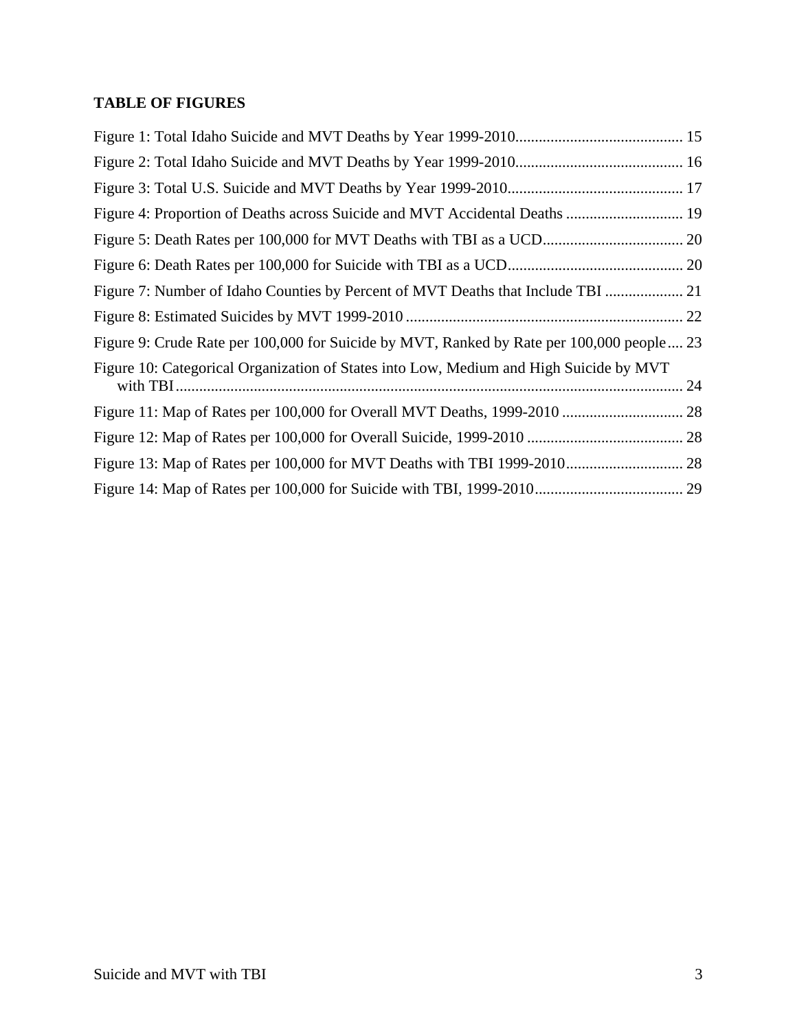**TABLE OF FIGURES**

Figure 1: Total Idaho Suicide and MVT Deaths by Year 1999-2010........................................... 15

Figure 2: Total Idaho Suicide and MVT Deaths by Year 1999-2010........................................... 16

Figure 3: Total U.S. Suicide and MVT Deaths by Year 1999-2010............................................. 17

Figure 4: Proportion of Deaths across Suicide and MVT Accidental Deaths .............................. 19

Figure 5: Death Rates per 100,000 for MVT Deaths with TBI as a UCD.................................... 20

Figure 6: Death Rates per 100,000 for Suicide with TBI as a UCD............................................. 20

Figure 7: Number of Idaho Counties by Percent of MVT Deaths that Include TBI .................... 21

Figure 8: Estimated Suicides by MVT 1999-2010 ....................................................................... 22

Figure 9: Crude Rate per 100,000 for Suicide by MVT, Ranked by Rate per 100,000 people.... 23

Figure 10: Categorical Organization of States into Low, Medium and High Suicide by MVT with TBI.................................................................................................................................. 24

Figure 11: Map of Rates per 100,000 for Overall MVT Deaths, 1999-2010 ............................... 28

Figure 12: Map of Rates per 100,000 for Overall Suicide, 1999-2010 ........................................ 28

Figure 13: Map of Rates per 100,000 for MVT Deaths with TBI 1999-2010.............................. 28

Figure 14: Map of Rates per 100,000 for Suicide with TBI, 1999-2010...................................... 29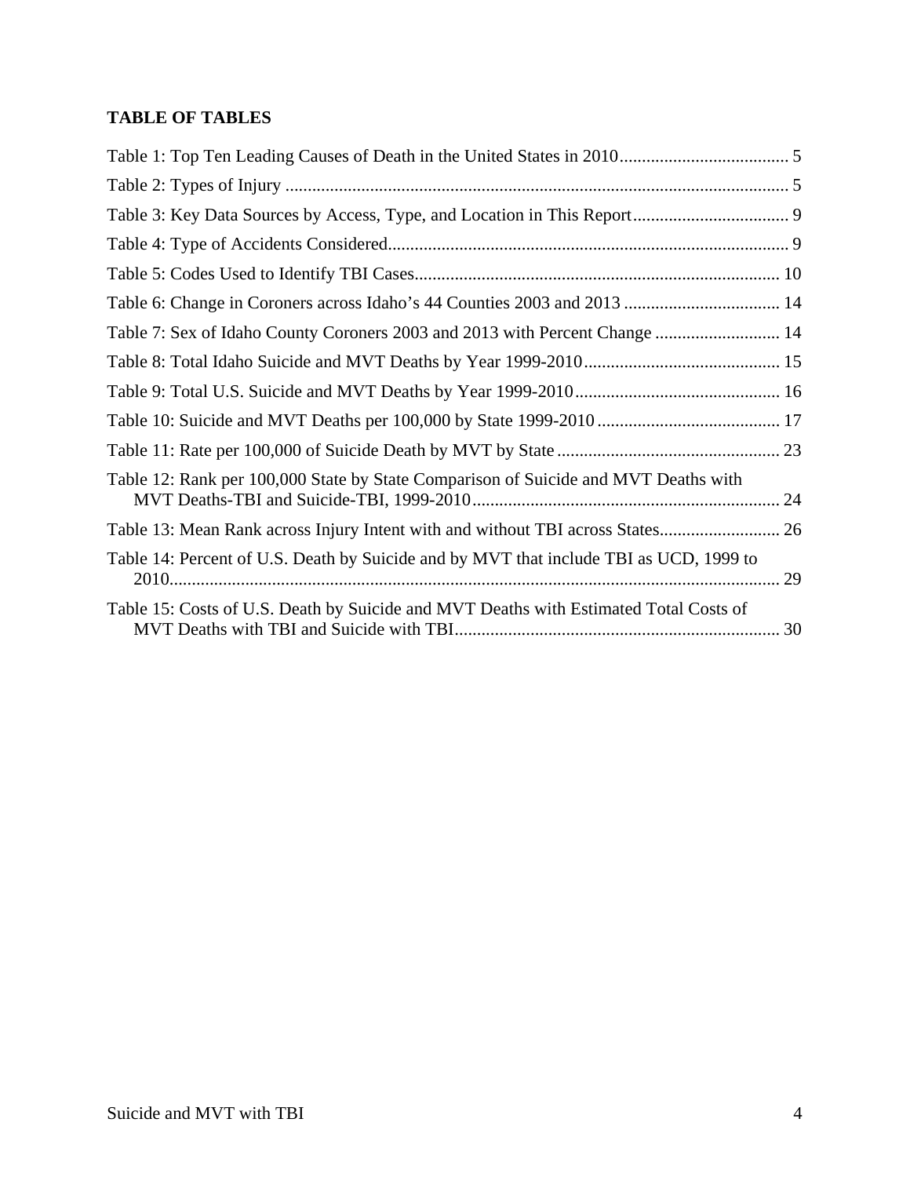**TABLE OF TABLES**

Table 1: Top Ten Leading Causes of Death in the United States in 2010 ...................................... 5

Table 2: Types of Injury ................................................................................................................ 5

Table 3: Key Data Sources by Access, Type, and Location in This Report .................................. 9

Table 4: Type of Accidents Considered ......................................................................................... 9

Table 5: Codes Used to Identify TBI Cases .................................................................................. 10

Table 6: Change in Coroners across Idaho's 44 Counties 2003 and 2013 ................................... 14

Table 7: Sex of Idaho County Coroners 2003 and 2013 with Percent Change ............................ 14

Table 8: Total Idaho Suicide and MVT Deaths by Year 1999-2010 ............................................ 15

Table 9: Total U.S. Suicide and MVT Deaths by Year 1999-2010 .............................................. 16

Table 10: Suicide and MVT Deaths per 100,000 by State 1999-2010 ......................................... 17

Table 11: Rate per 100,000 of Suicide Death by MVT by State .................................................. 23

Table 12: Rank per 100,000 State by State Comparison of Suicide and MVT Deaths with MVT Deaths-TBI and Suicide-TBI, 1999-2010 ..................................................................... 24

Table 13: Mean Rank across Injury Intent with and without TBI across States ........................... 26

Table 14: Percent of U.S. Death by Suicide and by MVT that include TBI as UCD, 1999 to 2010 ....................................................................................................................................... 29

Table 15: Costs of U.S. Death by Suicide and MVT Deaths with Estimated Total Costs of MVT Deaths with TBI and Suicide with TBI ......................................................................... 30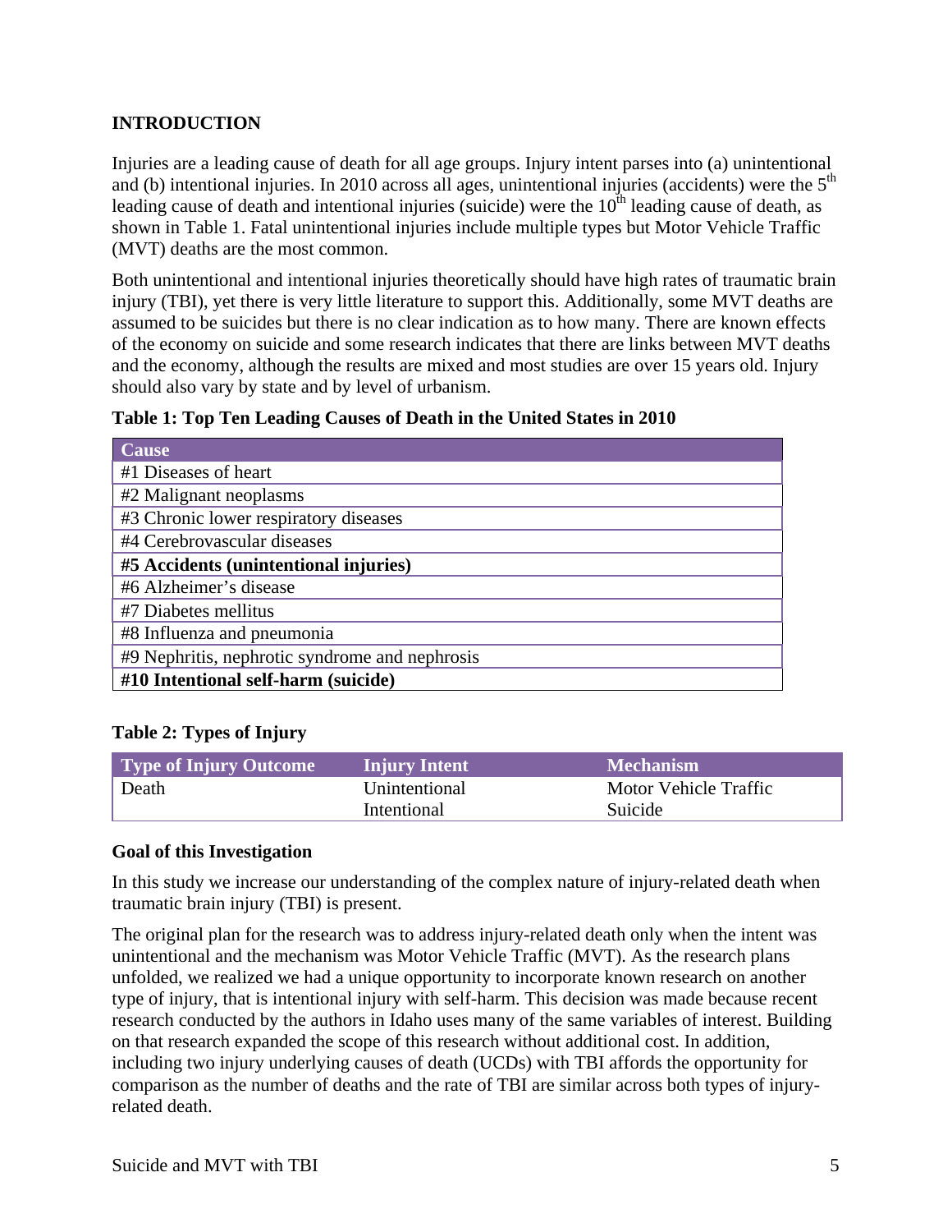## INTRODUCTION

Injuries are a leading cause of death for all age groups. Injury intent parses into (a) unintentional and (b) intentional injuries. In 2010 across all ages, unintentional injuries (accidents) were the 5th leading cause of death and intentional injuries (suicide) were the 10th leading cause of death, as shown in Table 1. Fatal unintentional injuries include multiple types but Motor Vehicle Traffic (MVT) deaths are the most common.

Both unintentional and intentional injuries theoretically should have high rates of traumatic brain injury (TBI), yet there is very little literature to support this. Additionally, some MVT deaths are assumed to be suicides but there is no clear indication as to how many. There are known effects of the economy on suicide and some research indicates that there are links between MVT deaths and the economy, although the results are mixed and most studies are over 15 years old. Injury should also vary by state and by level of urbanism.

**Table 1: Top Ten Leading Causes of Death in the United States in 2010**

| Cause |
|---|
| #1 Diseases of heart |
| #2 Malignant neoplasms |
| #3 Chronic lower respiratory diseases |
| #4 Cerebrovascular diseases |
| **#5 Accidents (unintentional injuries)** |
| #6 Alzheimer's disease |
| #7 Diabetes mellitus |
| #8 Influenza and pneumonia |
| #9 Nephritis, nephrotic syndrome and nephrosis |
| **#10 Intentional self-harm (suicide)** |

**Table 2: Types of Injury**

| Type of Injury Outcome | Injury Intent | Mechanism |
|---|---|---|
| Death | Unintentional | Motor Vehicle Traffic |
| | Intentional | Suicide |

### Goal of this Investigation

In this study we increase our understanding of the complex nature of injury-related death when traumatic brain injury (TBI) is present.

The original plan for the research was to address injury-related death only when the intent was unintentional and the mechanism was Motor Vehicle Traffic (MVT). As the research plans unfolded, we realized we had a unique opportunity to incorporate known research on another type of injury, that is intentional injury with self-harm. This decision was made because recent research conducted by the authors in Idaho uses many of the same variables of interest. Building on that research expanded the scope of this research without additional cost. In addition, including two injury underlying causes of death (UCDs) with TBI affords the opportunity for comparison as the number of deaths and the rate of TBI are similar across both types of injury-related death.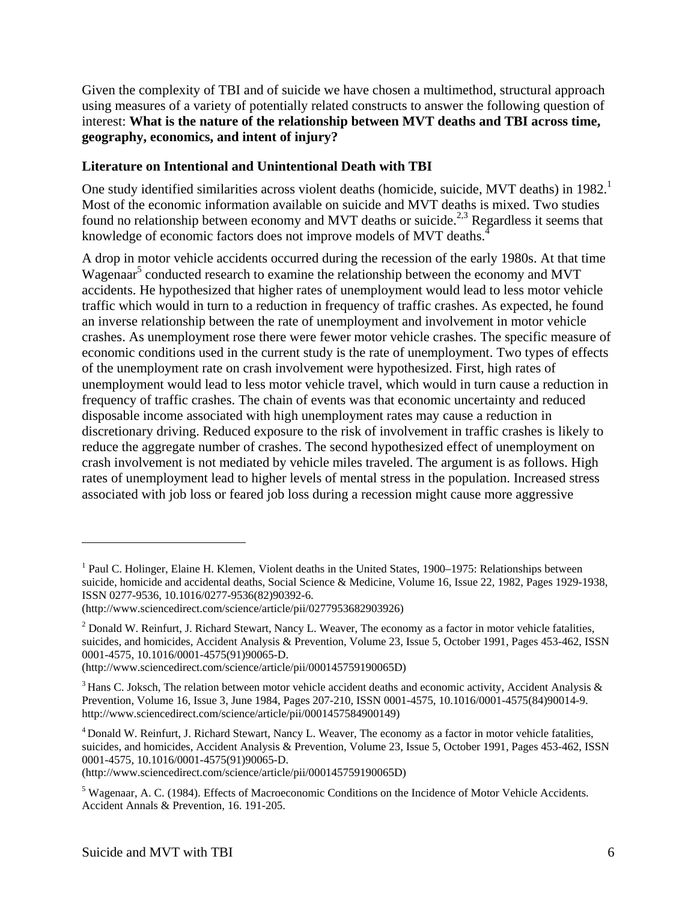Given the complexity of TBI and of suicide we have chosen a multimethod, structural approach using measures of a variety of potentially related constructs to answer the following question of interest: **What is the nature of the relationship between MVT deaths and TBI across time, geography, economics, and intent of injury?**

### Literature on Intentional and Unintentional Death with TBI

One study identified similarities across violent deaths (homicide, suicide, MVT deaths) in 1982.[1] Most of the economic information available on suicide and MVT deaths is mixed. Two studies found no relationship between economy and MVT deaths or suicide.[2,3] Regardless it seems that knowledge of economic factors does not improve models of MVT deaths.[4]

A drop in motor vehicle accidents occurred during the recession of the early 1980s. At that time Wagenaar[5] conducted research to examine the relationship between the economy and MVT accidents. He hypothesized that higher rates of unemployment would lead to less motor vehicle traffic which would in turn to a reduction in frequency of traffic crashes. As expected, he found an inverse relationship between the rate of unemployment and involvement in motor vehicle crashes. As unemployment rose there were fewer motor vehicle crashes. The specific measure of economic conditions used in the current study is the rate of unemployment. Two types of effects of the unemployment rate on crash involvement were hypothesized. First, high rates of unemployment would lead to less motor vehicle travel, which would in turn cause a reduction in frequency of traffic crashes. The chain of events was that economic uncertainty and reduced disposable income associated with high unemployment rates may cause a reduction in discretionary driving. Reduced exposure to the risk of involvement in traffic crashes is likely to reduce the aggregate number of crashes. The second hypothesized effect of unemployment on crash involvement is not mediated by vehicle miles traveled. The argument is as follows. High rates of unemployment lead to higher levels of mental stress in the population. Increased stress associated with job loss or feared job loss during a recession might cause more aggressive

---

[1] Paul C. Holinger, Elaine H. Klemen, Violent deaths in the United States, 1900–1975: Relationships between suicide, homicide and accidental deaths, Social Science & Medicine, Volume 16, Issue 22, 1982, Pages 1929-1938, ISSN 0277-9536, 10.1016/0277-9536(82)90392-6. (http://www.sciencedirect.com/science/article/pii/0277953682903926)

[2] Donald W. Reinfurt, J. Richard Stewart, Nancy L. Weaver, The economy as a factor in motor vehicle fatalities, suicides, and homicides, Accident Analysis & Prevention, Volume 23, Issue 5, October 1991, Pages 453-462, ISSN 0001-4575, 10.1016/0001-4575(91)90065-D. (http://www.sciencedirect.com/science/article/pii/000145759190065D)

[3] Hans C. Joksch, The relation between motor vehicle accident deaths and economic activity, Accident Analysis & Prevention, Volume 16, Issue 3, June 1984, Pages 207-210, ISSN 0001-4575, 10.1016/0001-4575(84)90014-9. http://www.sciencedirect.com/science/article/pii/0001457584900149)

[4] Donald W. Reinfurt, J. Richard Stewart, Nancy L. Weaver, The economy as a factor in motor vehicle fatalities, suicides, and homicides, Accident Analysis & Prevention, Volume 23, Issue 5, October 1991, Pages 453-462, ISSN 0001-4575, 10.1016/0001-4575(91)90065-D. (http://www.sciencedirect.com/science/article/pii/000145759190065D)

[5] Wagenaar, A. C. (1984). Effects of Macroeconomic Conditions on the Incidence of Motor Vehicle Accidents. Accident Annals & Prevention, 16. 191-205.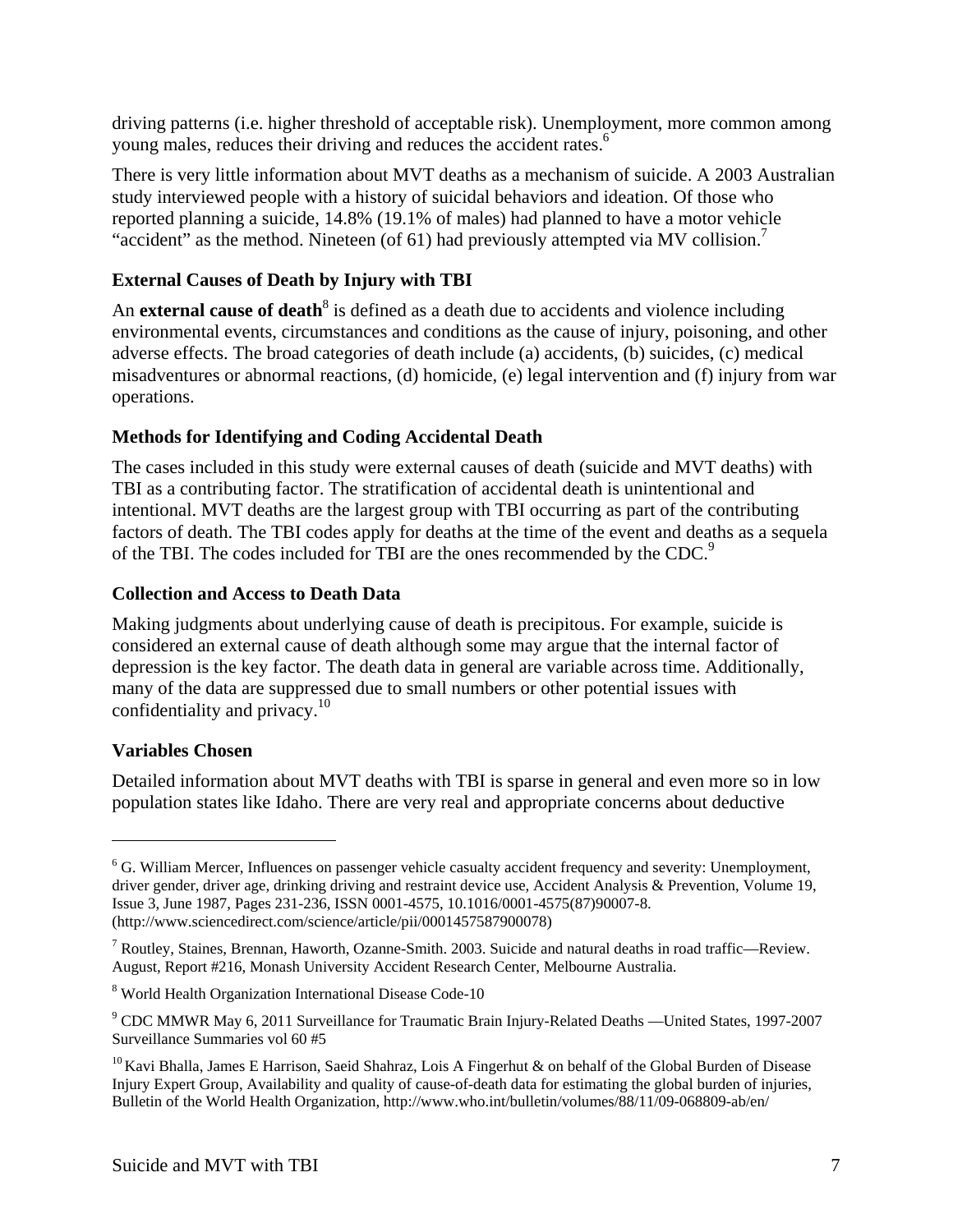driving patterns (i.e. higher threshold of acceptable risk). Unemployment, more common among young males, reduces their driving and reduces the accident rates.[6]

There is very little information about MVT deaths as a mechanism of suicide. A 2003 Australian study interviewed people with a history of suicidal behaviors and ideation. Of those who reported planning a suicide, 14.8% (19.1% of males) had planned to have a motor vehicle "accident" as the method. Nineteen (of 61) had previously attempted via MV collision.[7]

### External Causes of Death by Injury with TBI

An **external cause of death**[8] is defined as a death due to accidents and violence including environmental events, circumstances and conditions as the cause of injury, poisoning, and other adverse effects. The broad categories of death include (a) accidents, (b) suicides, (c) medical misadventures or abnormal reactions, (d) homicide, (e) legal intervention and (f) injury from war operations.

### Methods for Identifying and Coding Accidental Death

The cases included in this study were external causes of death (suicide and MVT deaths) with TBI as a contributing factor. The stratification of accidental death is unintentional and intentional. MVT deaths are the largest group with TBI occurring as part of the contributing factors of death. The TBI codes apply for deaths at the time of the event and deaths as a sequela of the TBI. The codes included for TBI are the ones recommended by the CDC.[9]

### Collection and Access to Death Data

Making judgments about underlying cause of death is precipitous. For example, suicide is considered an external cause of death although some may argue that the internal factor of depression is the key factor. The death data in general are variable across time. Additionally, many of the data are suppressed due to small numbers or other potential issues with confidentiality and privacy.[10]

### Variables Chosen

Detailed information about MVT deaths with TBI is sparse in general and even more so in low population states like Idaho. There are very real and appropriate concerns about deductive

---

[6] G. William Mercer, Influences on passenger vehicle casualty accident frequency and severity: Unemployment, driver gender, driver age, drinking driving and restraint device use, Accident Analysis & Prevention, Volume 19, Issue 3, June 1987, Pages 231-236, ISSN 0001-4575, 10.1016/0001-4575(87)90007-8. (http://www.sciencedirect.com/science/article/pii/0001457587900078)

[7] Routley, Staines, Brennan, Haworth, Ozanne-Smith. 2003. Suicide and natural deaths in road traffic—Review. August, Report #216, Monash University Accident Research Center, Melbourne Australia.

[8] World Health Organization International Disease Code-10

[9] CDC MMWR May 6, 2011 Surveillance for Traumatic Brain Injury-Related Deaths —United States, 1997-2007 Surveillance Summaries vol 60 #5

[10] Kavi Bhalla, James E Harrison, Saeid Shahraz, Lois A Fingerhut & on behalf of the Global Burden of Disease Injury Expert Group, Availability and quality of cause-of-death data for estimating the global burden of injuries, Bulletin of the World Health Organization, http://www.who.int/bulletin/volumes/88/11/09-068809-ab/en/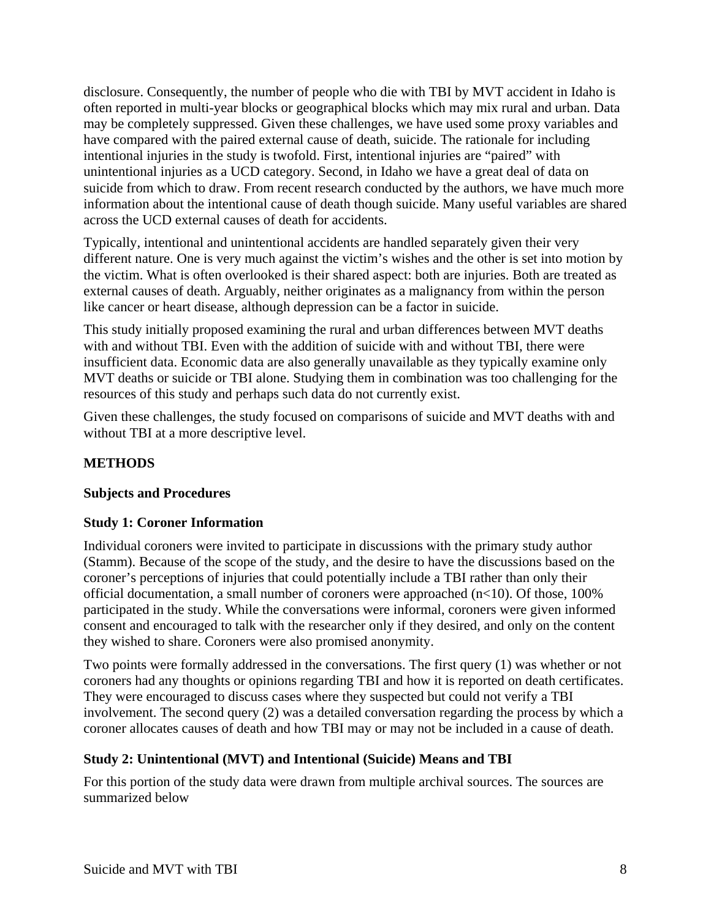disclosure. Consequently, the number of people who die with TBI by MVT accident in Idaho is often reported in multi-year blocks or geographical blocks which may mix rural and urban. Data may be completely suppressed. Given these challenges, we have used some proxy variables and have compared with the paired external cause of death, suicide. The rationale for including intentional injuries in the study is twofold. First, intentional injuries are "paired" with unintentional injuries as a UCD category. Second, in Idaho we have a great deal of data on suicide from which to draw. From recent research conducted by the authors, we have much more information about the intentional cause of death though suicide. Many useful variables are shared across the UCD external causes of death for accidents.

Typically, intentional and unintentional accidents are handled separately given their very different nature. One is very much against the victim's wishes and the other is set into motion by the victim. What is often overlooked is their shared aspect: both are injuries. Both are treated as external causes of death. Arguably, neither originates as a malignancy from within the person like cancer or heart disease, although depression can be a factor in suicide.

This study initially proposed examining the rural and urban differences between MVT deaths with and without TBI. Even with the addition of suicide with and without TBI, there were insufficient data. Economic data are also generally unavailable as they typically examine only MVT deaths or suicide or TBI alone. Studying them in combination was too challenging for the resources of this study and perhaps such data do not currently exist.

Given these challenges, the study focused on comparisons of suicide and MVT deaths with and without TBI at a more descriptive level.

## METHODS

### Subjects and Procedures

### Study 1: Coroner Information

Individual coroners were invited to participate in discussions with the primary study author (Stamm). Because of the scope of the study, and the desire to have the discussions based on the coroner's perceptions of injuries that could potentially include a TBI rather than only their official documentation, a small number of coroners were approached (n<10). Of those, 100% participated in the study. While the conversations were informal, coroners were given informed consent and encouraged to talk with the researcher only if they desired, and only on the content they wished to share. Coroners were also promised anonymity.

Two points were formally addressed in the conversations. The first query (1) was whether or not coroners had any thoughts or opinions regarding TBI and how it is reported on death certificates. They were encouraged to discuss cases where they suspected but could not verify a TBI involvement. The second query (2) was a detailed conversation regarding the process by which a coroner allocates causes of death and how TBI may or may not be included in a cause of death.

### Study 2: Unintentional (MVT) and Intentional (Suicide) Means and TBI

For this portion of the study data were drawn from multiple archival sources. The sources are summarized below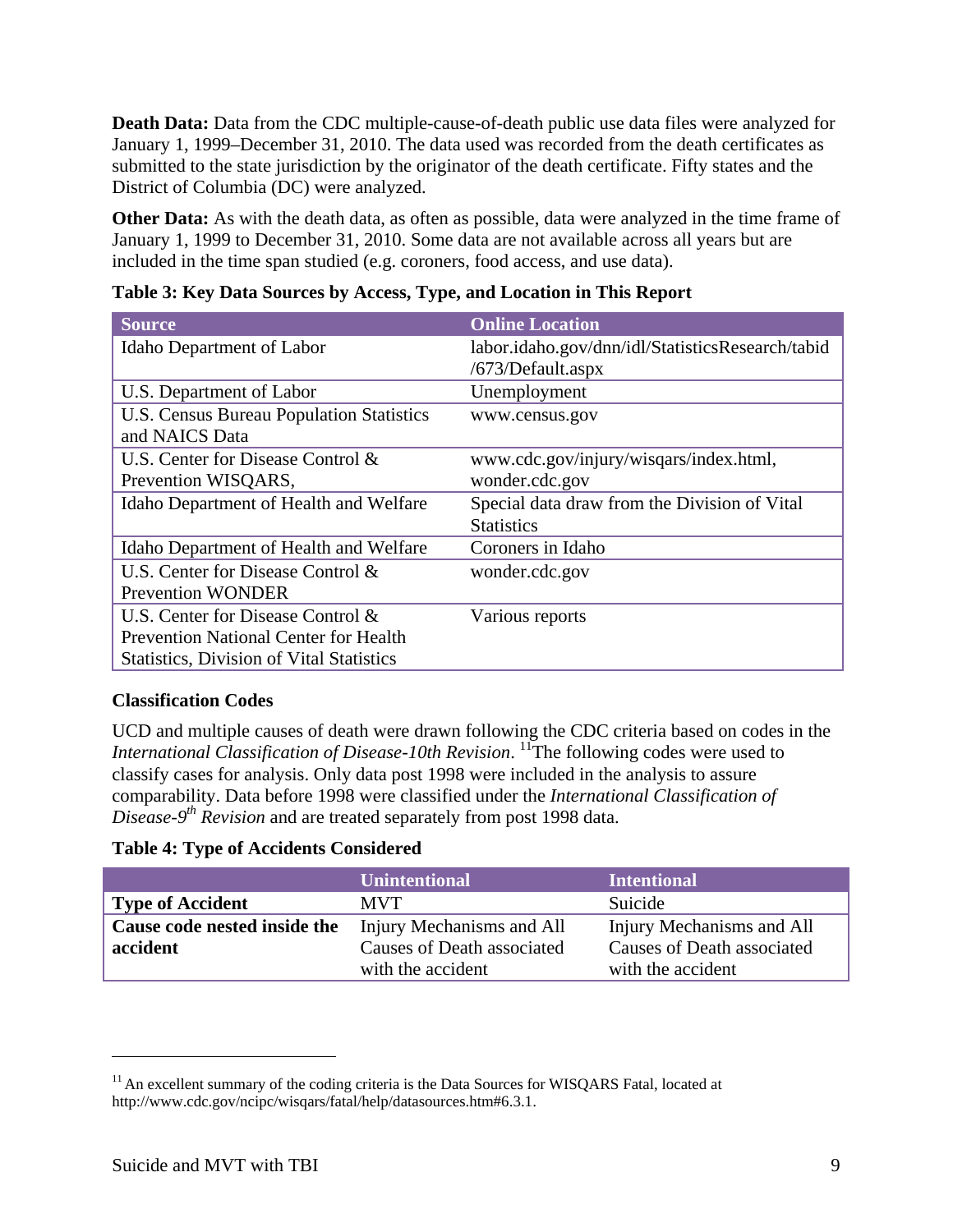**Death Data:** Data from the CDC multiple-cause-of-death public use data files were analyzed for January 1, 1999–December 31, 2010. The data used was recorded from the death certificates as submitted to the state jurisdiction by the originator of the death certificate. Fifty states and the District of Columbia (DC) were analyzed.

**Other Data:** As with the death data, as often as possible, data were analyzed in the time frame of January 1, 1999 to December 31, 2010. Some data are not available across all years but are included in the time span studied (e.g. coroners, food access, and use data).

**Table 3: Key Data Sources by Access, Type, and Location in This Report**

| Source | Online Location |
|---|---|
| Idaho Department of Labor | labor.idaho.gov/dnn/idl/StatisticsResearch/tabid/673/Default.aspx |
| U.S. Department of Labor | Unemployment |
| U.S. Census Bureau Population Statistics and NAICS Data | www.census.gov |
| U.S. Center for Disease Control & Prevention WISQARS, | www.cdc.gov/injury/wisqars/index.html, wonder.cdc.gov |
| Idaho Department of Health and Welfare | Special data draw from the Division of Vital Statistics |
| Idaho Department of Health and Welfare | Coroners in Idaho |
| U.S. Center for Disease Control & Prevention WONDER | wonder.cdc.gov |
| U.S. Center for Disease Control & Prevention National Center for Health Statistics, Division of Vital Statistics | Various reports |

### Classification Codes

UCD and multiple causes of death were drawn following the CDC criteria based on codes in the *International Classification of Disease-10th Revision*. [11]The following codes were used to classify cases for analysis. Only data post 1998 were included in the analysis to assure comparability. Data before 1998 were classified under the *International Classification of Disease-9th Revision* and are treated separately from post 1998 data.

**Table 4: Type of Accidents Considered**

| | Unintentional | Intentional |
|---|---|---|
| **Type of Accident** | MVT | Suicide |
| **Cause code nested inside the accident** | Injury Mechanisms and All Causes of Death associated with the accident | Injury Mechanisms and All Causes of Death associated with the accident |

[11] An excellent summary of the coding criteria is the Data Sources for WISQARS Fatal, located at http://www.cdc.gov/ncipc/wisqars/fatal/help/datasources.htm#6.3.1.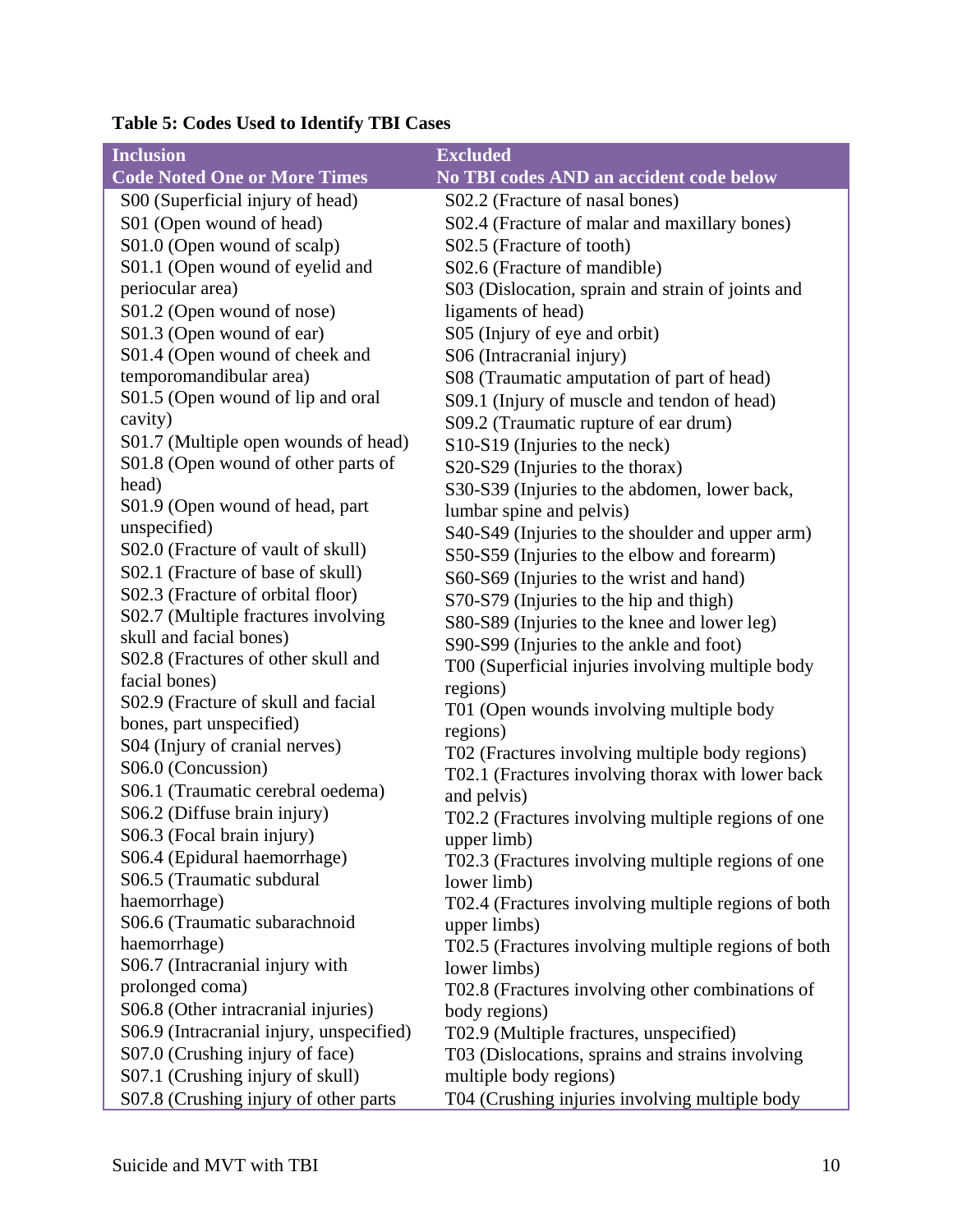**Table 5: Codes Used to Identify TBI Cases**

| Inclusion<br>Code Noted One or More Times | Excluded<br>No TBI codes AND an accident code below |
|---|---|
| S00 (Superficial injury of head) | S02.2 (Fracture of nasal bones) |
| S01 (Open wound of head) | S02.4 (Fracture of malar and maxillary bones) |
| S01.0 (Open wound of scalp) | S02.5 (Fracture of tooth) |
| S01.1 (Open wound of eyelid and periocular area) | S02.6 (Fracture of mandible) |
| S01.2 (Open wound of nose) | S03 (Dislocation, sprain and strain of joints and ligaments of head) |
| S01.3 (Open wound of ear) | S05 (Injury of eye and orbit) |
| S01.4 (Open wound of cheek and temporomandibular area) | S06 (Intracranial injury) |
| S01.5 (Open wound of lip and oral cavity) | S08 (Traumatic amputation of part of head) |
| S01.7 (Multiple open wounds of head) | S09.1 (Injury of muscle and tendon of head) |
| S01.8 (Open wound of other parts of head) | S09.2 (Traumatic rupture of ear drum) |
| S01.9 (Open wound of head, part unspecified) | S10-S19 (Injuries to the neck) |
| S02.0 (Fracture of vault of skull) | S20-S29 (Injuries to the thorax) |
| S02.1 (Fracture of base of skull) | S30-S39 (Injuries to the abdomen, lower back, lumbar spine and pelvis) |
| S02.3 (Fracture of orbital floor) | S40-S49 (Injuries to the shoulder and upper arm) |
| S02.7 (Multiple fractures involving skull and facial bones) | S50-S59 (Injuries to the elbow and forearm) |
| S02.8 (Fractures of other skull and facial bones) | S60-S69 (Injuries to the wrist and hand) |
| S02.9 (Fracture of skull and facial bones, part unspecified) | S70-S79 (Injuries to the hip and thigh) |
| S04 (Injury of cranial nerves) | S80-S89 (Injuries to the knee and lower leg) |
| S06.0 (Concussion) | S90-S99 (Injuries to the ankle and foot) |
| S06.1 (Traumatic cerebral oedema) | T00 (Superficial injuries involving multiple body regions) |
| S06.2 (Diffuse brain injury) | T01 (Open wounds involving multiple body regions) |
| S06.3 (Focal brain injury) | T02 (Fractures involving multiple body regions) |
| S06.4 (Epidural haemorrhage) | T02.1 (Fractures involving thorax with lower back and pelvis) |
| S06.5 (Traumatic subdural haemorrhage) | T02.2 (Fractures involving multiple regions of one upper limb) |
| S06.6 (Traumatic subarachnoid haemorrhage) | T02.3 (Fractures involving multiple regions of one lower limb) |
| S06.7 (Intracranial injury with prolonged coma) | T02.4 (Fractures involving multiple regions of both upper limbs) |
| S06.8 (Other intracranial injuries) | T02.5 (Fractures involving multiple regions of both lower limbs) |
| S06.9 (Intracranial injury, unspecified) | T02.8 (Fractures involving other combinations of body regions) |
| S07.0 (Crushing injury of face) | T02.9 (Multiple fractures, unspecified) |
| S07.1 (Crushing injury of skull) | T03 (Dislocations, sprains and strains involving multiple body regions) |
| S07.8 (Crushing injury of other parts | T04 (Crushing injuries involving multiple body |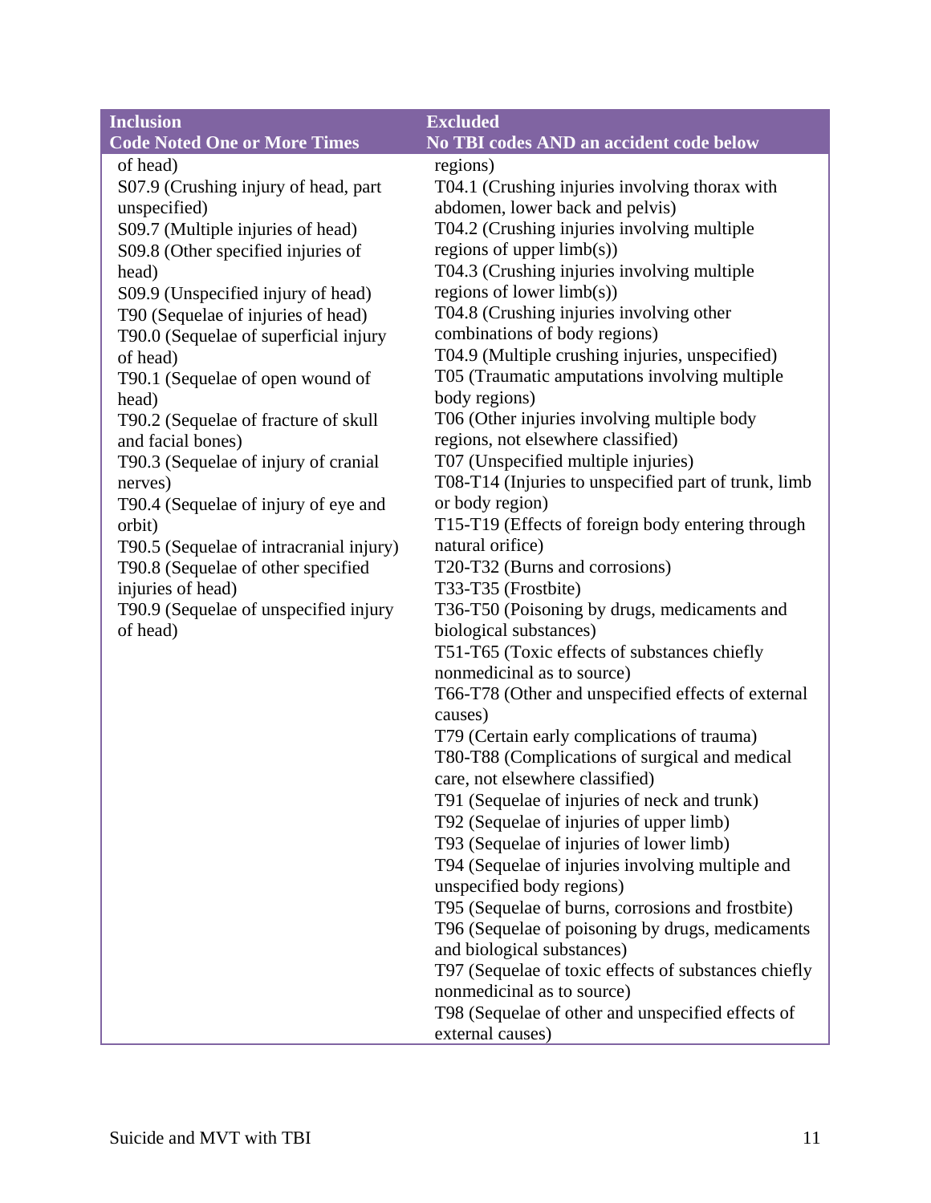| Inclusion<br>Code Noted One or More Times | Excluded<br>No TBI codes AND an accident code below |
|---|---|
| of head)<br>S07.9 (Crushing injury of head, part unspecified)<br>S09.7 (Multiple injuries of head)<br>S09.8 (Other specified injuries of head)<br>S09.9 (Unspecified injury of head)<br>T90 (Sequelae of injuries of head)<br>T90.0 (Sequelae of superficial injury of head)<br>T90.1 (Sequelae of open wound of head)<br>T90.2 (Sequelae of fracture of skull and facial bones)<br>T90.3 (Sequelae of injury of cranial nerves)<br>T90.4 (Sequelae of injury of eye and orbit)<br>T90.5 (Sequelae of intracranial injury)<br>T90.8 (Sequelae of other specified injuries of head)<br>T90.9 (Sequelae of unspecified injury of head) | regions)<br>T04.1 (Crushing injuries involving thorax with abdomen, lower back and pelvis)<br>T04.2 (Crushing injuries involving multiple regions of upper limb(s))<br>T04.3 (Crushing injuries involving multiple regions of lower limb(s))<br>T04.8 (Crushing injuries involving other combinations of body regions)<br>T04.9 (Multiple crushing injuries, unspecified)<br>T05 (Traumatic amputations involving multiple body regions)<br>T06 (Other injuries involving multiple body regions, not elsewhere classified)<br>T07 (Unspecified multiple injuries)<br>T08-T14 (Injuries to unspecified part of trunk, limb or body region)<br>T15-T19 (Effects of foreign body entering through natural orifice)<br>T20-T32 (Burns and corrosions)<br>T33-T35 (Frostbite)<br>T36-T50 (Poisoning by drugs, medicaments and biological substances)<br>T51-T65 (Toxic effects of substances chiefly nonmedicinal as to source)<br>T66-T78 (Other and unspecified effects of external causes)<br>T79 (Certain early complications of trauma)<br>T80-T88 (Complications of surgical and medical care, not elsewhere classified)<br>T91 (Sequelae of injuries of neck and trunk)<br>T92 (Sequelae of injuries of upper limb)<br>T93 (Sequelae of injuries of lower limb)<br>T94 (Sequelae of injuries involving multiple and unspecified body regions)<br>T95 (Sequelae of burns, corrosions and frostbite)<br>T96 (Sequelae of poisoning by drugs, medicaments and biological substances)<br>T97 (Sequelae of toxic effects of substances chiefly nonmedicinal as to source)<br>T98 (Sequelae of other and unspecified effects of external causes) |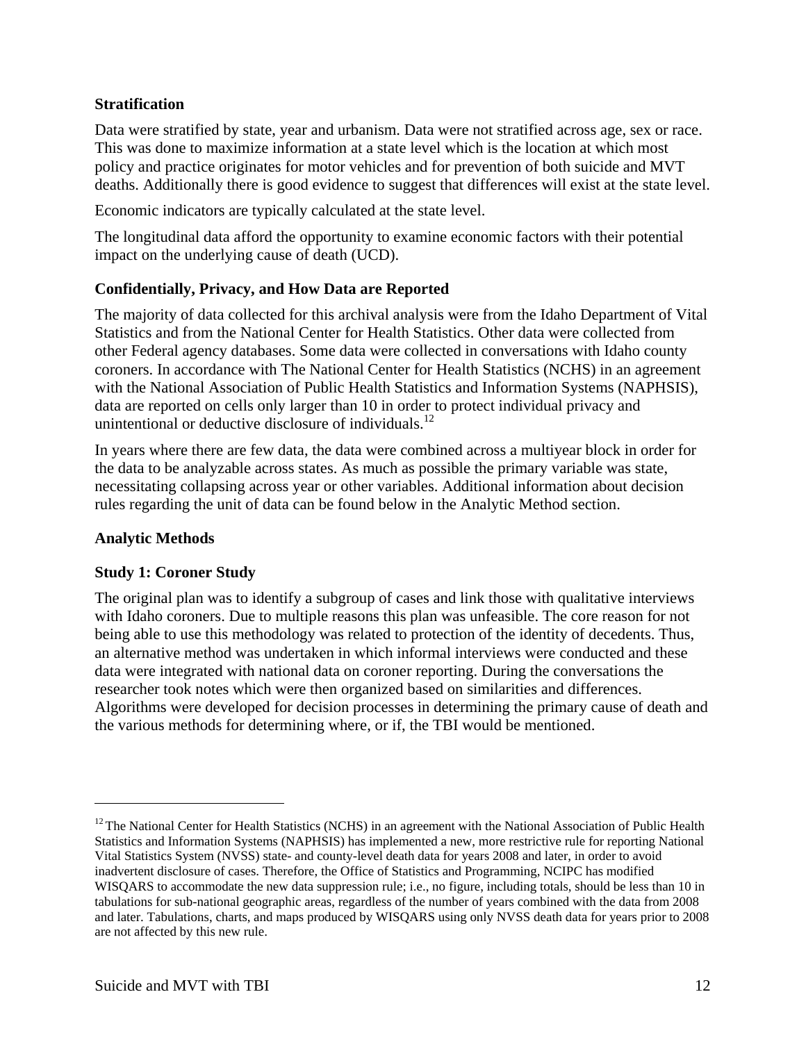### Stratification

Data were stratified by state, year and urbanism. Data were not stratified across age, sex or race. This was done to maximize information at a state level which is the location at which most policy and practice originates for motor vehicles and for prevention of both suicide and MVT deaths. Additionally there is good evidence to suggest that differences will exist at the state level.

Economic indicators are typically calculated at the state level.

The longitudinal data afford the opportunity to examine economic factors with their potential impact on the underlying cause of death (UCD).

### Confidentially, Privacy, and How Data are Reported

The majority of data collected for this archival analysis were from the Idaho Department of Vital Statistics and from the National Center for Health Statistics. Other data were collected from other Federal agency databases. Some data were collected in conversations with Idaho county coroners. In accordance with The National Center for Health Statistics (NCHS) in an agreement with the National Association of Public Health Statistics and Information Systems (NAPHSIS), data are reported on cells only larger than 10 in order to protect individual privacy and unintentional or deductive disclosure of individuals.[12]

In years where there are few data, the data were combined across a multiyear block in order for the data to be analyzable across states. As much as possible the primary variable was state, necessitating collapsing across year or other variables. Additional information about decision rules regarding the unit of data can be found below in the Analytic Method section.

### Analytic Methods

### Study 1: Coroner Study

The original plan was to identify a subgroup of cases and link those with qualitative interviews with Idaho coroners. Due to multiple reasons this plan was unfeasible. The core reason for not being able to use this methodology was related to protection of the identity of decedents. Thus, an alternative method was undertaken in which informal interviews were conducted and these data were integrated with national data on coroner reporting. During the conversations the researcher took notes which were then organized based on similarities and differences. Algorithms were developed for decision processes in determining the primary cause of death and the various methods for determining where, or if, the TBI would be mentioned.

---

[12] The National Center for Health Statistics (NCHS) in an agreement with the National Association of Public Health Statistics and Information Systems (NAPHSIS) has implemented a new, more restrictive rule for reporting National Vital Statistics System (NVSS) state- and county-level death data for years 2008 and later, in order to avoid inadvertent disclosure of cases. Therefore, the Office of Statistics and Programming, NCIPC has modified WISQARS to accommodate the new data suppression rule; i.e., no figure, including totals, should be less than 10 in tabulations for sub-national geographic areas, regardless of the number of years combined with the data from 2008 and later. Tabulations, charts, and maps produced by WISQARS using only NVSS death data for years prior to 2008 are not affected by this new rule.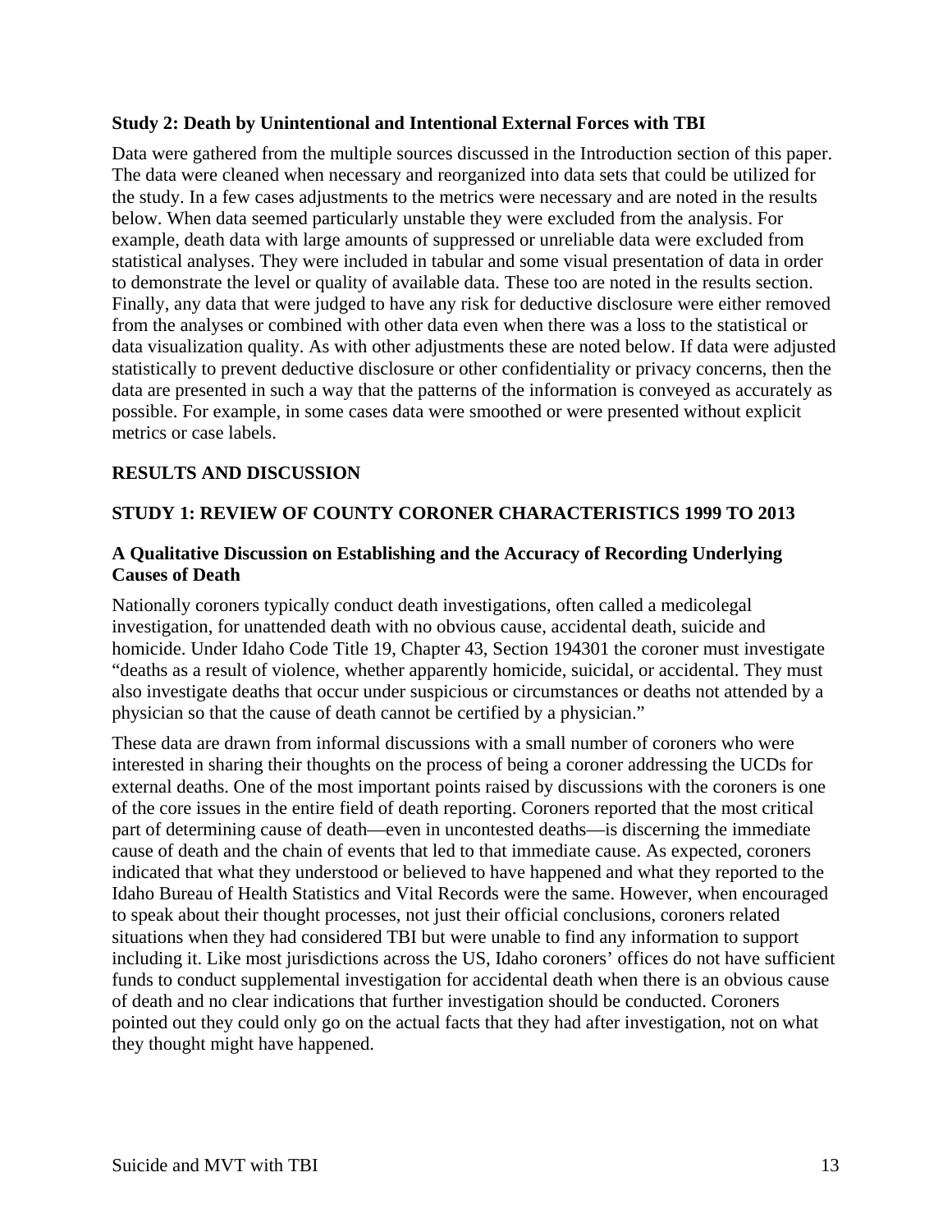### Study 2: Death by Unintentional and Intentional External Forces with TBI

Data were gathered from the multiple sources discussed in the Introduction section of this paper. The data were cleaned when necessary and reorganized into data sets that could be utilized for the study. In a few cases adjustments to the metrics were necessary and are noted in the results below. When data seemed particularly unstable they were excluded from the analysis. For example, death data with large amounts of suppressed or unreliable data were excluded from statistical analyses. They were included in tabular and some visual presentation of data in order to demonstrate the level or quality of available data. These too are noted in the results section. Finally, any data that were judged to have any risk for deductive disclosure were either removed from the analyses or combined with other data even when there was a loss to the statistical or data visualization quality. As with other adjustments these are noted below. If data were adjusted statistically to prevent deductive disclosure or other confidentiality or privacy concerns, then the data are presented in such a way that the patterns of the information is conveyed as accurately as possible. For example, in some cases data were smoothed or were presented without explicit metrics or case labels.

## RESULTS AND DISCUSSION

## STUDY 1: REVIEW OF COUNTY CORONER CHARACTERISTICS 1999 TO 2013

### A Qualitative Discussion on Establishing and the Accuracy of Recording Underlying Causes of Death

Nationally coroners typically conduct death investigations, often called a medicolegal investigation, for unattended death with no obvious cause, accidental death, suicide and homicide. Under Idaho Code Title 19, Chapter 43, Section 194301 the coroner must investigate "deaths as a result of violence, whether apparently homicide, suicidal, or accidental. They must also investigate deaths that occur under suspicious or circumstances or deaths not attended by a physician so that the cause of death cannot be certified by a physician."

These data are drawn from informal discussions with a small number of coroners who were interested in sharing their thoughts on the process of being a coroner addressing the UCDs for external deaths. One of the most important points raised by discussions with the coroners is one of the core issues in the entire field of death reporting. Coroners reported that the most critical part of determining cause of death—even in uncontested deaths—is discerning the immediate cause of death and the chain of events that led to that immediate cause. As expected, coroners indicated that what they understood or believed to have happened and what they reported to the Idaho Bureau of Health Statistics and Vital Records were the same. However, when encouraged to speak about their thought processes, not just their official conclusions, coroners related situations when they had considered TBI but were unable to find any information to support including it. Like most jurisdictions across the US, Idaho coroners' offices do not have sufficient funds to conduct supplemental investigation for accidental death when there is an obvious cause of death and no clear indications that further investigation should be conducted. Coroners pointed out they could only go on the actual facts that they had after investigation, not on what they thought might have happened.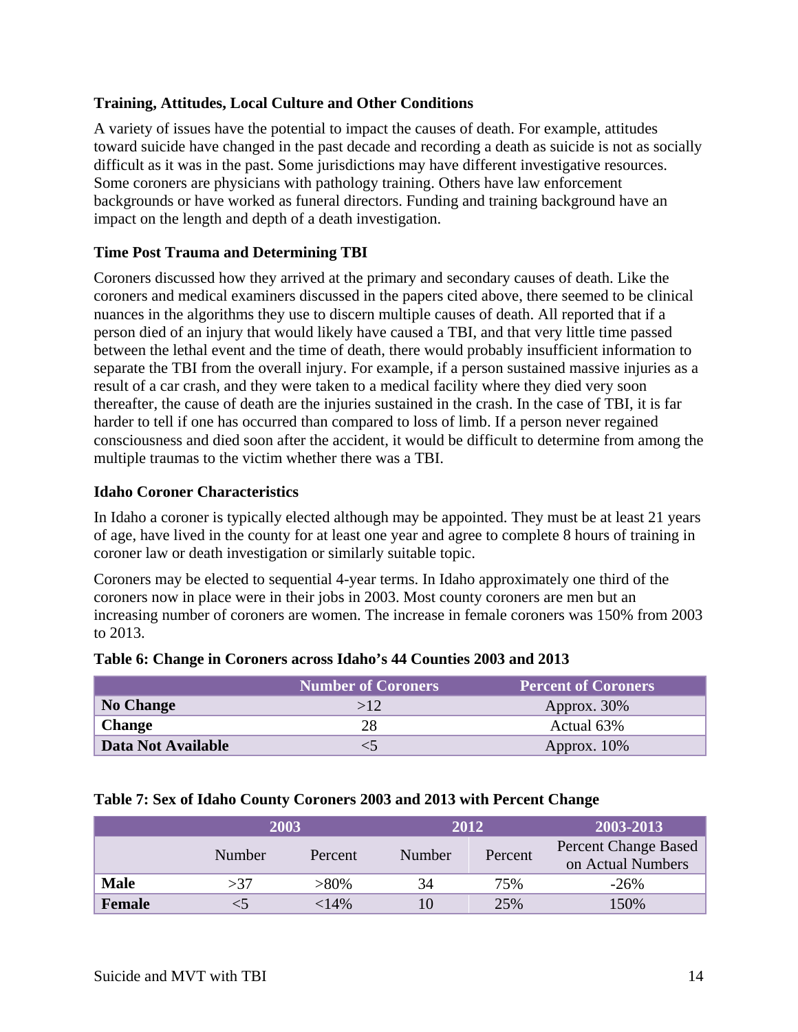### Training, Attitudes, Local Culture and Other Conditions

A variety of issues have the potential to impact the causes of death. For example, attitudes toward suicide have changed in the past decade and recording a death as suicide is not as socially difficult as it was in the past. Some jurisdictions may have different investigative resources. Some coroners are physicians with pathology training. Others have law enforcement backgrounds or have worked as funeral directors. Funding and training background have an impact on the length and depth of a death investigation.

### Time Post Trauma and Determining TBI

Coroners discussed how they arrived at the primary and secondary causes of death. Like the coroners and medical examiners discussed in the papers cited above, there seemed to be clinical nuances in the algorithms they use to discern multiple causes of death. All reported that if a person died of an injury that would likely have caused a TBI, and that very little time passed between the lethal event and the time of death, there would probably insufficient information to separate the TBI from the overall injury. For example, if a person sustained massive injuries as a result of a car crash, and they were taken to a medical facility where they died very soon thereafter, the cause of death are the injuries sustained in the crash. In the case of TBI, it is far harder to tell if one has occurred than compared to loss of limb. If a person never regained consciousness and died soon after the accident, it would be difficult to determine from among the multiple traumas to the victim whether there was a TBI.

### Idaho Coroner Characteristics

In Idaho a coroner is typically elected although may be appointed. They must be at least 21 years of age, have lived in the county for at least one year and agree to complete 8 hours of training in coroner law or death investigation or similarly suitable topic.

Coroners may be elected to sequential 4-year terms. In Idaho approximately one third of the coroners now in place were in their jobs in 2003. Most county coroners are men but an increasing number of coroners are women. The increase in female coroners was 150% from 2003 to 2013.

**Table 6: Change in Coroners across Idaho's 44 Counties 2003 and 2013**

| | Number of Coroners | Percent of Coroners |
|---|---|---|
| **No Change** | >12 | Approx. 30% |
| **Change** | 28 | Actual 63% |
| **Data Not Available** | <5 | Approx. 10% |

**Table 7: Sex of Idaho County Coroners 2003 and 2013 with Percent Change**

| | 2003 | | 2012 | | 2003-2013 |
|---|---|---|---|---|---|
| | Number | Percent | Number | Percent | Percent Change Based on Actual Numbers |
| **Male** | >37 | >80% | 34 | 75% | -26% |
| **Female** | <5 | <14% | 10 | 25% | 150% |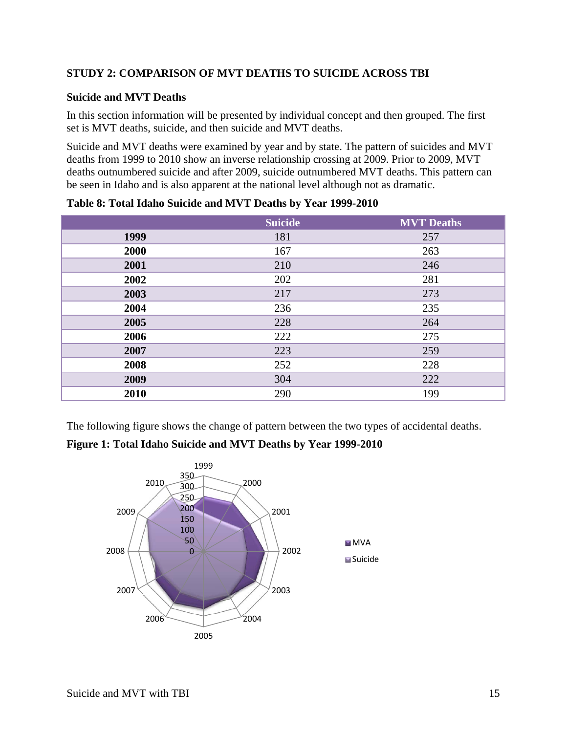## STUDY 2: COMPARISON OF MVT DEATHS TO SUICIDE ACROSS TBI

### Suicide and MVT Deaths

In this section information will be presented by individual concept and then grouped. The first set is MVT deaths, suicide, and then suicide and MVT deaths.

Suicide and MVT deaths were examined by year and by state. The pattern of suicides and MVT deaths from 1999 to 2010 show an inverse relationship crossing at 2009. Prior to 2009, MVT deaths outnumbered suicide and after 2009, suicide outnumbered MVT deaths. This pattern can be seen in Idaho and is also apparent at the national level although not as dramatic.

**Table 8: Total Idaho Suicide and MVT Deaths by Year 1999-2010**

| | Suicide | MVT Deaths |
|---|---|---|
| **1999** | 181 | 257 |
| **2000** | 167 | 263 |
| **2001** | 210 | 246 |
| **2002** | 202 | 281 |
| **2003** | 217 | 273 |
| **2004** | 236 | 235 |
| **2005** | 228 | 264 |
| **2006** | 222 | 275 |
| **2007** | 223 | 259 |
| **2008** | 252 | 228 |
| **2009** | 304 | 222 |
| **2010** | 290 | 199 |

The following figure shows the change of pattern between the two types of accidental deaths.

**Figure 1: Total Idaho Suicide and MVT Deaths by Year 1999-2010**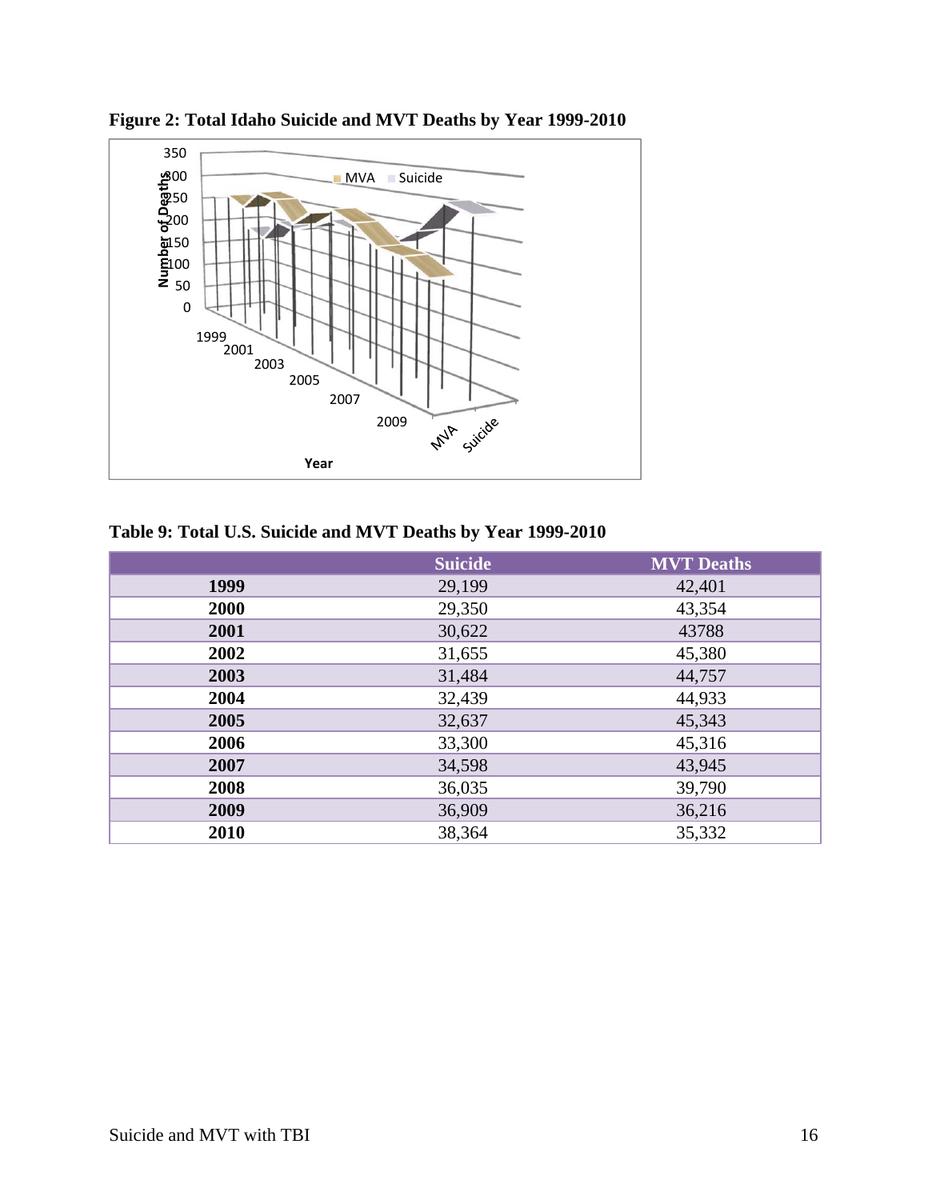**Figure 2: Total Idaho Suicide and MVT Deaths by Year 1999-2010**

**Table 9: Total U.S. Suicide and MVT Deaths by Year 1999-2010**

| | Suicide | MVT Deaths |
|---|---|---|
| **1999** | 29,199 | 42,401 |
| **2000** | 29,350 | 43,354 |
| **2001** | 30,622 | 43788 |
| **2002** | 31,655 | 45,380 |
| **2003** | 31,484 | 44,757 |
| **2004** | 32,439 | 44,933 |
| **2005** | 32,637 | 45,343 |
| **2006** | 33,300 | 45,316 |
| **2007** | 34,598 | 43,945 |
| **2008** | 36,035 | 39,790 |
| **2009** | 36,909 | 36,216 |
| **2010** | 38,364 | 35,332 |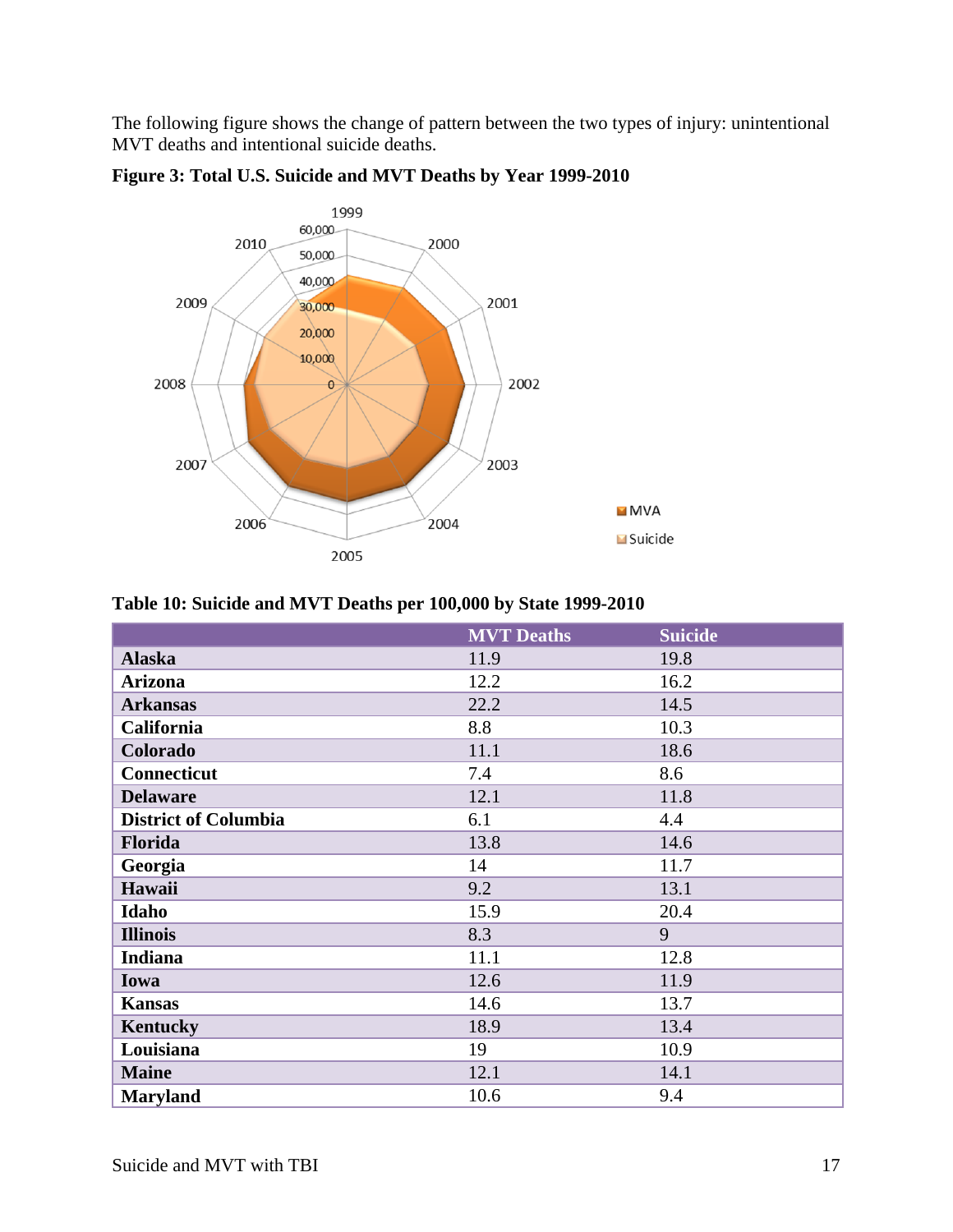The following figure shows the change of pattern between the two types of injury: unintentional MVT deaths and intentional suicide deaths.

**Figure 3: Total U.S. Suicide and MVT Deaths by Year 1999-2010**

**Table 10: Suicide and MVT Deaths per 100,000 by State 1999-2010**

| | MVT Deaths | Suicide |
|---|---|---|
| **Alaska** | 11.9 | 19.8 |
| **Arizona** | 12.2 | 16.2 |
| **Arkansas** | 22.2 | 14.5 |
| **California** | 8.8 | 10.3 |
| **Colorado** | 11.1 | 18.6 |
| **Connecticut** | 7.4 | 8.6 |
| **Delaware** | 12.1 | 11.8 |
| **District of Columbia** | 6.1 | 4.4 |
| **Florida** | 13.8 | 14.6 |
| **Georgia** | 14 | 11.7 |
| **Hawaii** | 9.2 | 13.1 |
| **Idaho** | 15.9 | 20.4 |
| **Illinois** | 8.3 | 9 |
| **Indiana** | 11.1 | 12.8 |
| **Iowa** | 12.6 | 11.9 |
| **Kansas** | 14.6 | 13.7 |
| **Kentucky** | 18.9 | 13.4 |
| **Louisiana** | 19 | 10.9 |
| **Maine** | 12.1 | 14.1 |
| **Maryland** | 10.6 | 9.4 |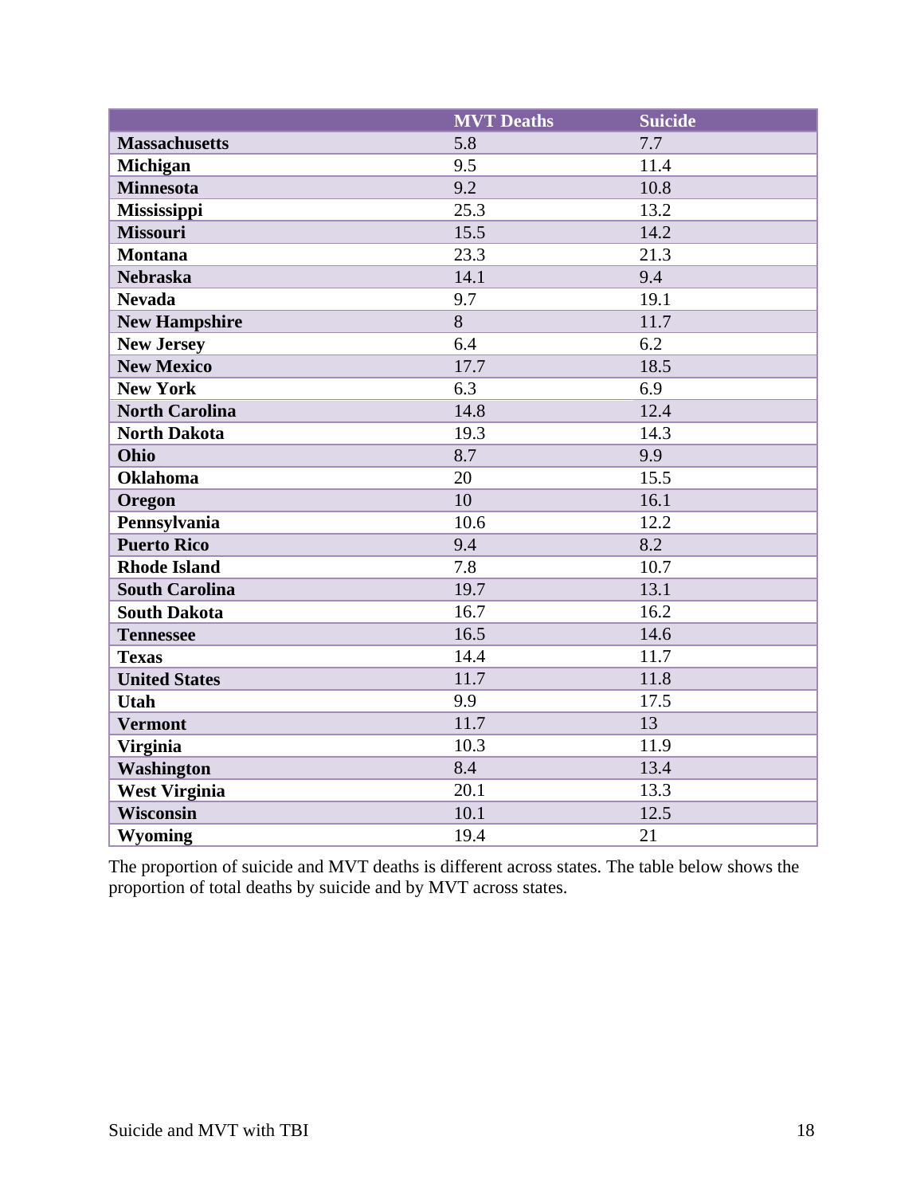| | MVT Deaths | Suicide |
|---|---|---|
| **Massachusetts** | 5.8 | 7.7 |
| **Michigan** | 9.5 | 11.4 |
| **Minnesota** | 9.2 | 10.8 |
| **Mississippi** | 25.3 | 13.2 |
| **Missouri** | 15.5 | 14.2 |
| **Montana** | 23.3 | 21.3 |
| **Nebraska** | 14.1 | 9.4 |
| **Nevada** | 9.7 | 19.1 |
| **New Hampshire** | 8 | 11.7 |
| **New Jersey** | 6.4 | 6.2 |
| **New Mexico** | 17.7 | 18.5 |
| **New York** | 6.3 | 6.9 |
| **North Carolina** | 14.8 | 12.4 |
| **North Dakota** | 19.3 | 14.3 |
| **Ohio** | 8.7 | 9.9 |
| **Oklahoma** | 20 | 15.5 |
| **Oregon** | 10 | 16.1 |
| **Pennsylvania** | 10.6 | 12.2 |
| **Puerto Rico** | 9.4 | 8.2 |
| **Rhode Island** | 7.8 | 10.7 |
| **South Carolina** | 19.7 | 13.1 |
| **South Dakota** | 16.7 | 16.2 |
| **Tennessee** | 16.5 | 14.6 |
| **Texas** | 14.4 | 11.7 |
| **United States** | 11.7 | 11.8 |
| **Utah** | 9.9 | 17.5 |
| **Vermont** | 11.7 | 13 |
| **Virginia** | 10.3 | 11.9 |
| **Washington** | 8.4 | 13.4 |
| **West Virginia** | 20.1 | 13.3 |
| **Wisconsin** | 10.1 | 12.5 |
| **Wyoming** | 19.4 | 21 |

The proportion of suicide and MVT deaths is different across states. The table below shows the proportion of total deaths by suicide and by MVT across states.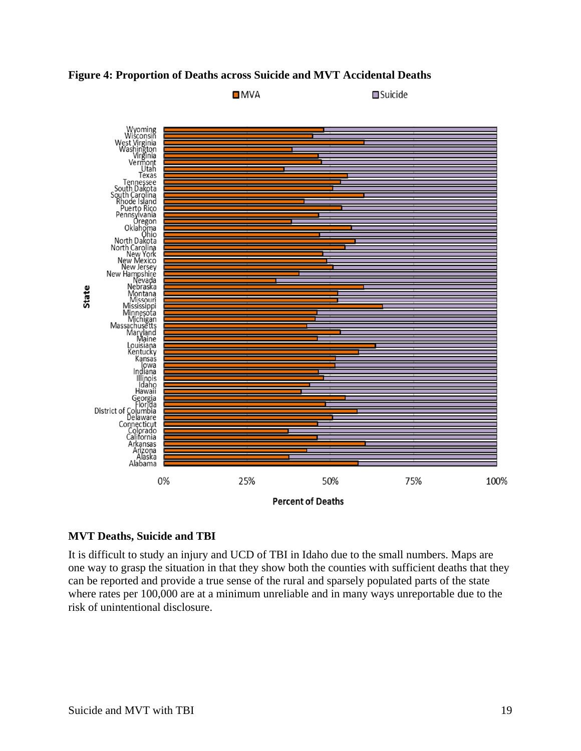**Figure 4: Proportion of Deaths across Suicide and MVT Accidental Deaths**

## MVT Deaths, Suicide and TBI

It is difficult to study an injury and UCD of TBI in Idaho due to the small numbers. Maps are one way to grasp the situation in that they show both the counties with sufficient deaths that they can be reported and provide a true sense of the rural and sparsely populated parts of the state where rates per 100,000 are at a minimum unreliable and in many ways unreportable due to the risk of unintentional disclosure.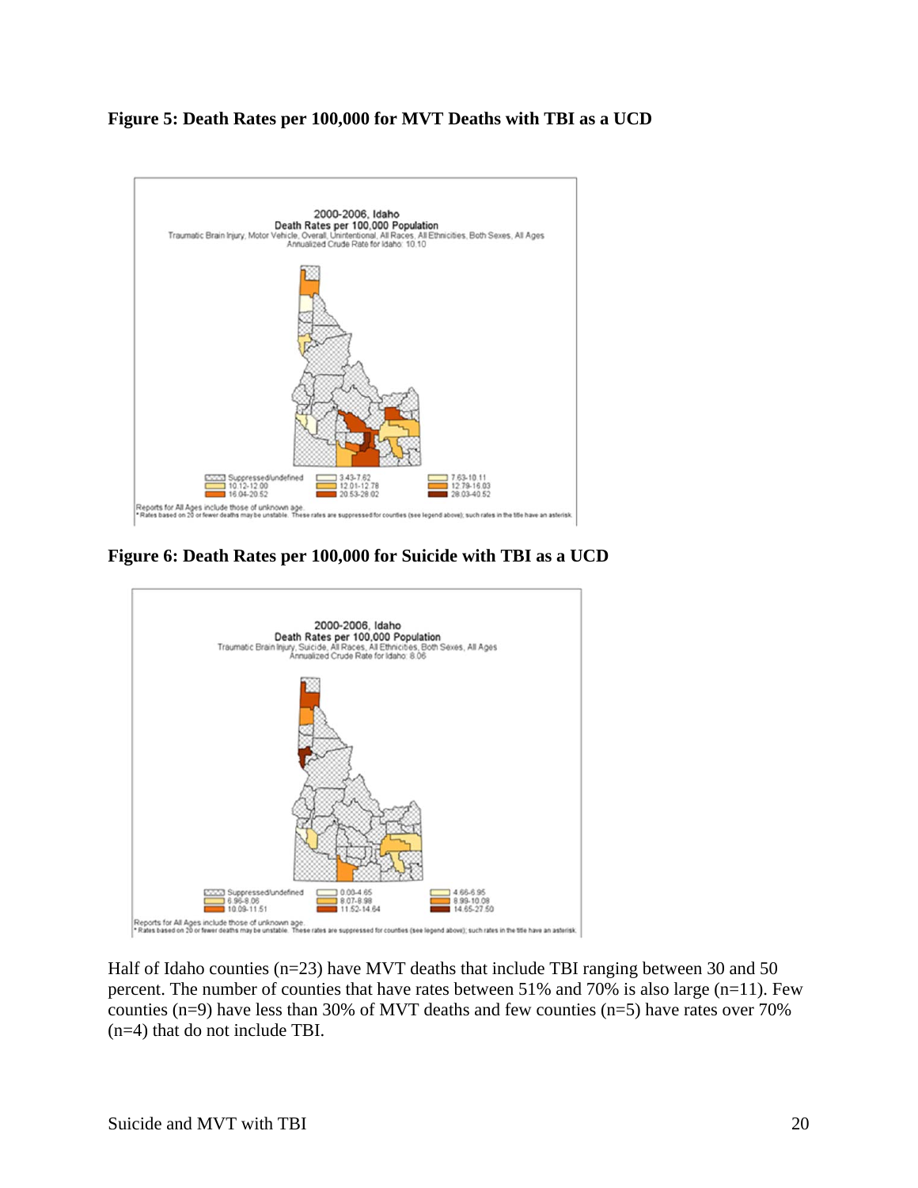**Figure 5: Death Rates per 100,000 for MVT Deaths with TBI as a UCD**

**Figure 6: Death Rates per 100,000 for Suicide with TBI as a UCD**

Half of Idaho counties (n=23) have MVT deaths that include TBI ranging between 30 and 50 percent. The number of counties that have rates between 51% and 70% is also large (n=11). Few counties (n=9) have less than 30% of MVT deaths and few counties (n=5) have rates over 70% (n=4) that do not include TBI.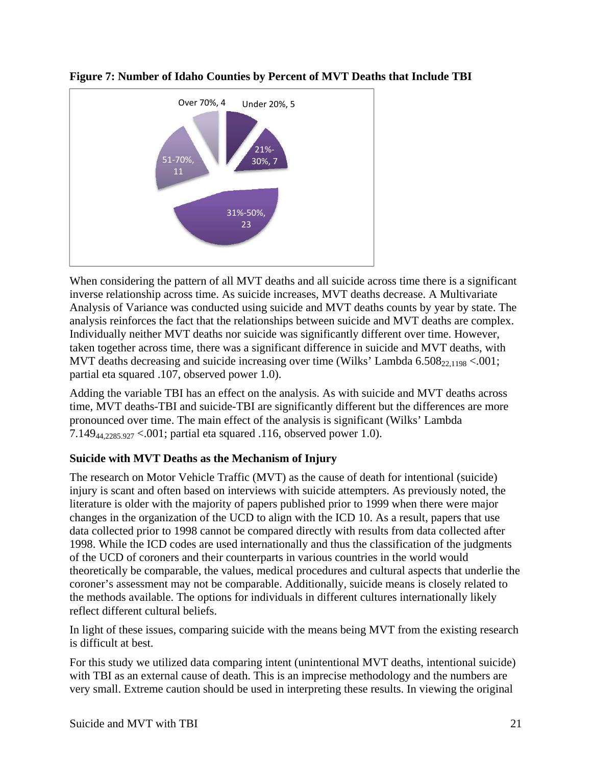**Figure 7: Number of Idaho Counties by Percent of MVT Deaths that Include TBI**

Over 70%, 4
Under 20%, 5
21%-30%, 7
51-70%, 11
31%-50%, 23

When considering the pattern of all MVT deaths and all suicide across time there is a significant inverse relationship across time. As suicide increases, MVT deaths decrease. A Multivariate Analysis of Variance was conducted using suicide and MVT deaths counts by year by state. The analysis reinforces the fact that the relationships between suicide and MVT deaths are complex. Individually neither MVT deaths nor suicide was significantly different over time. However, taken together across time, there was a significant difference in suicide and MVT deaths, with MVT deaths decreasing and suicide increasing over time (Wilks' Lambda $6.508_{22,1198}$ <.001; partial eta squared .107, observed power 1.0).

Adding the variable TBI has an effect on the analysis. As with suicide and MVT deaths across time, MVT deaths-TBI and suicide-TBI are significantly different but the differences are more pronounced over time. The main effect of the analysis is significant (Wilks' Lambda $7.149_{44,2285.927}$ <.001; partial eta squared .116, observed power 1.0).

### Suicide with MVT Deaths as the Mechanism of Injury

The research on Motor Vehicle Traffic (MVT) as the cause of death for intentional (suicide) injury is scant and often based on interviews with suicide attempters. As previously noted, the literature is older with the majority of papers published prior to 1999 when there were major changes in the organization of the UCD to align with the ICD 10. As a result, papers that use data collected prior to 1998 cannot be compared directly with results from data collected after 1998. While the ICD codes are used internationally and thus the classification of the judgments of the UCD of coroners and their counterparts in various countries in the world would theoretically be comparable, the values, medical procedures and cultural aspects that underlie the coroner's assessment may not be comparable. Additionally, suicide means is closely related to the methods available. The options for individuals in different cultures internationally likely reflect different cultural beliefs.

In light of these issues, comparing suicide with the means being MVT from the existing research is difficult at best.

For this study we utilized data comparing intent (unintentional MVT deaths, intentional suicide) with TBI as an external cause of death. This is an imprecise methodology and the numbers are very small. Extreme caution should be used in interpreting these results. In viewing the original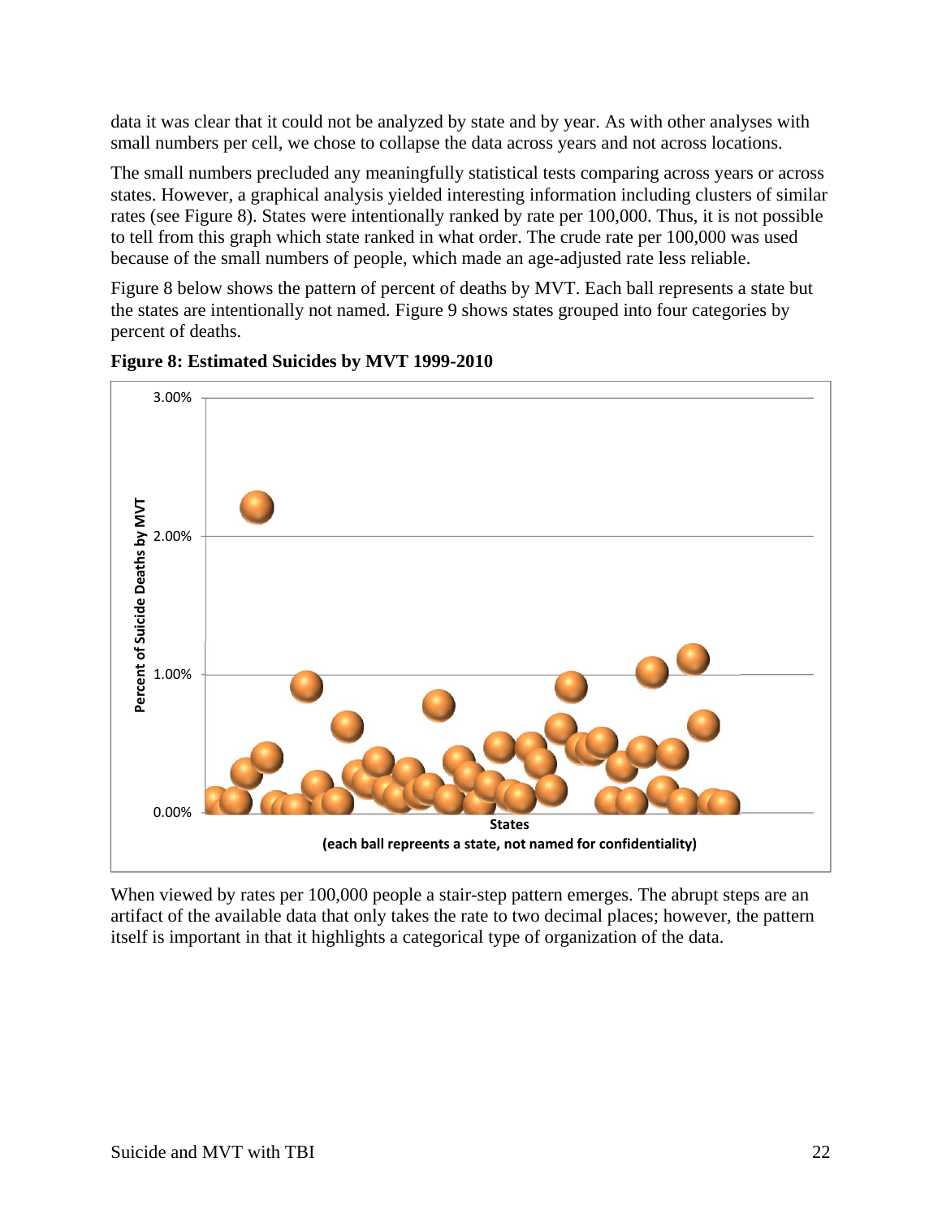data it was clear that it could not be analyzed by state and by year. As with other analyses with small numbers per cell, we chose to collapse the data across years and not across locations.

The small numbers precluded any meaningfully statistical tests comparing across years or across states. However, a graphical analysis yielded interesting information including clusters of similar rates (see Figure 8). States were intentionally ranked by rate per 100,000. Thus, it is not possible to tell from this graph which state ranked in what order. The crude rate per 100,000 was used because of the small numbers of people, which made an age-adjusted rate less reliable.

Figure 8 below shows the pattern of percent of deaths by MVT. Each ball represents a state but the states are intentionally not named. Figure 9 shows states grouped into four categories by percent of deaths.

**Figure 8: Estimated Suicides by MVT 1999-2010**

When viewed by rates per 100,000 people a stair-step pattern emerges. The abrupt steps are an artifact of the available data that only takes the rate to two decimal places; however, the pattern itself is important in that it highlights a categorical type of organization of the data.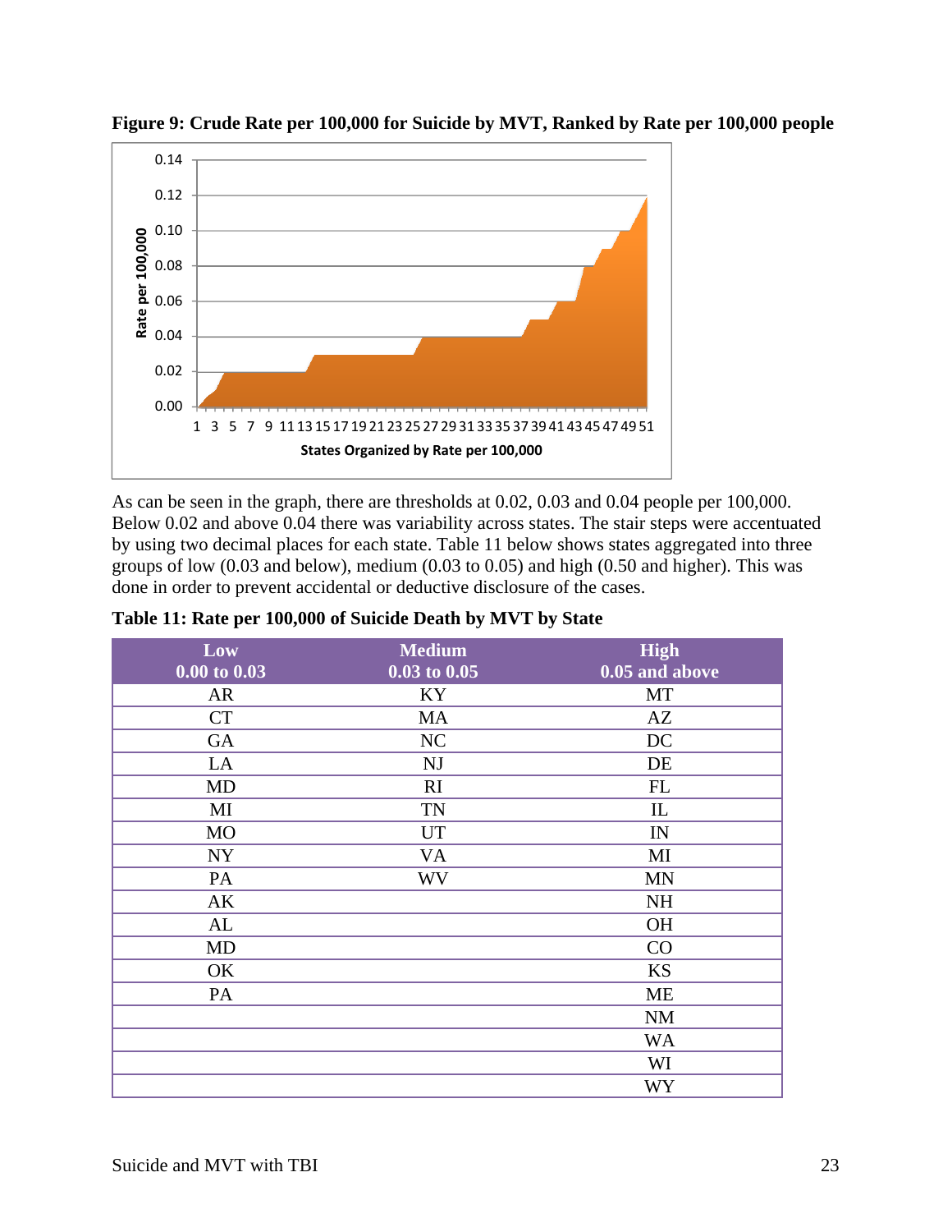**Figure 9: Crude Rate per 100,000 for Suicide by MVT, Ranked by Rate per 100,000 people**

As can be seen in the graph, there are thresholds at 0.02, 0.03 and 0.04 people per 100,000. Below 0.02 and above 0.04 there was variability across states. The stair steps were accentuated by using two decimal places for each state. Table 11 below shows states aggregated into three groups of low (0.03 and below), medium (0.03 to 0.05) and high (0.50 and higher). This was done in order to prevent accidental or deductive disclosure of the cases.

**Table 11: Rate per 100,000 of Suicide Death by MVT by State**

| Low<br>0.00 to 0.03 | Medium<br>0.03 to 0.05 | High<br>0.05 and above |
|---|---|---|
| AR | KY | MT |
| CT | MA | AZ |
| GA | NC | DC |
| LA | NJ | DE |
| MD | RI | FL |
| MI | TN | IL |
| MO | UT | IN |
| NY | VA | MI |
| PA | WV | MN |
| AK | | NH |
| AL | | OH |
| MD | | CO |
| OK | | KS |
| PA | | ME |
| | | NM |
| | | WA |
| | | WI |
| | | WY |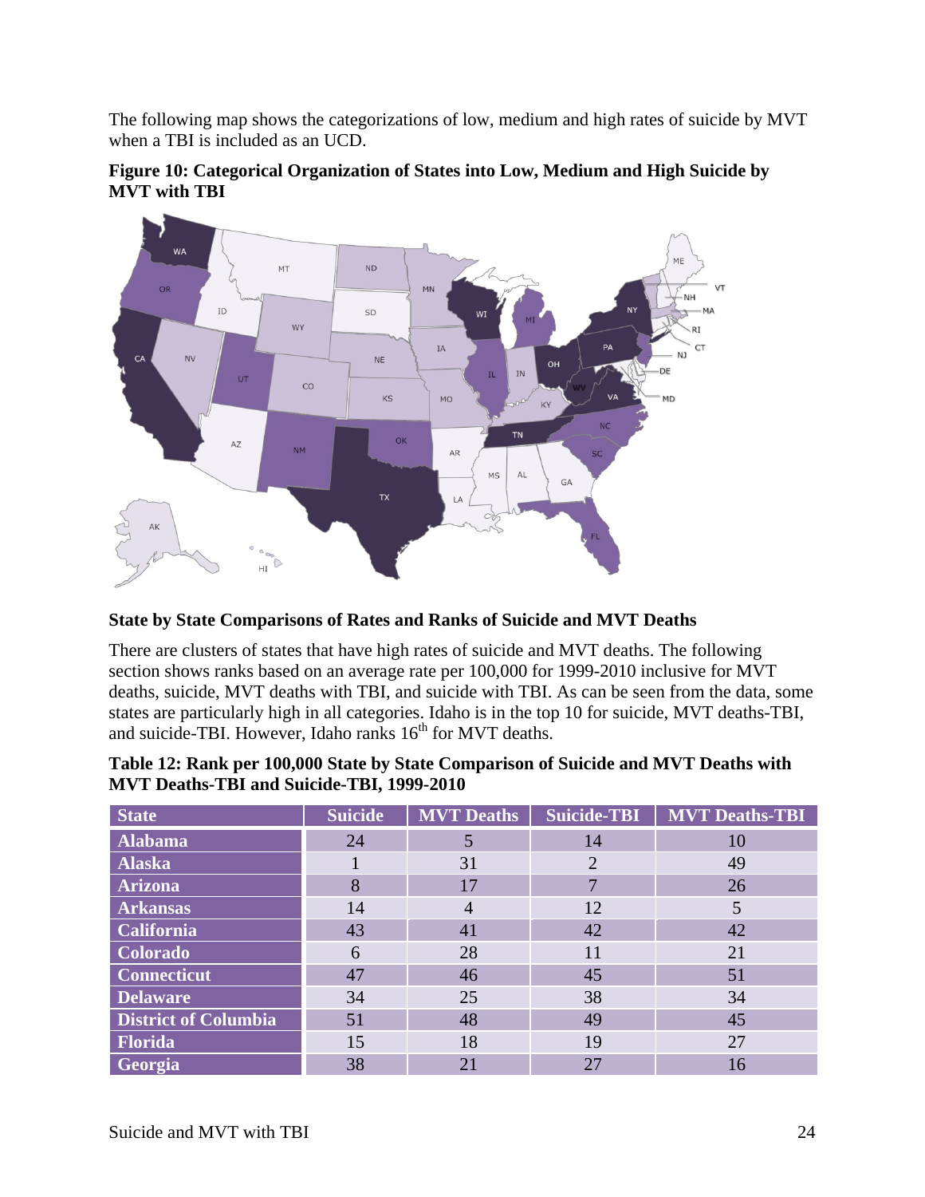The following map shows the categorizations of low, medium and high rates of suicide by MVT when a TBI is included as an UCD.

**Figure 10: Categorical Organization of States into Low, Medium and High Suicide by MVT with TBI**

### State by State Comparisons of Rates and Ranks of Suicide and MVT Deaths

There are clusters of states that have high rates of suicide and MVT deaths. The following section shows ranks based on an average rate per 100,000 for 1999-2010 inclusive for MVT deaths, suicide, MVT deaths with TBI, and suicide with TBI. As can be seen from the data, some states are particularly high in all categories. Idaho is in the top 10 for suicide, MVT deaths-TBI, and suicide-TBI. However, Idaho ranks 16th for MVT deaths.

**Table 12: Rank per 100,000 State by State Comparison of Suicide and MVT Deaths with MVT Deaths-TBI and Suicide-TBI, 1999-2010**

| State | Suicide | MVT Deaths | Suicide-TBI | MVT Deaths-TBI |
|---|---|---|---|---|
| Alabama | 24 | 5 | 14 | 10 |
| Alaska | 1 | 31 | 2 | 49 |
| Arizona | 8 | 17 | 7 | 26 |
| Arkansas | 14 | 4 | 12 | 5 |
| California | 43 | 41 | 42 | 42 |
| Colorado | 6 | 28 | 11 | 21 |
| Connecticut | 47 | 46 | 45 | 51 |
| Delaware | 34 | 25 | 38 | 34 |
| District of Columbia | 51 | 48 | 49 | 45 |
| Florida | 15 | 18 | 19 | 27 |
| Georgia | 38 | 21 | 27 | 16 |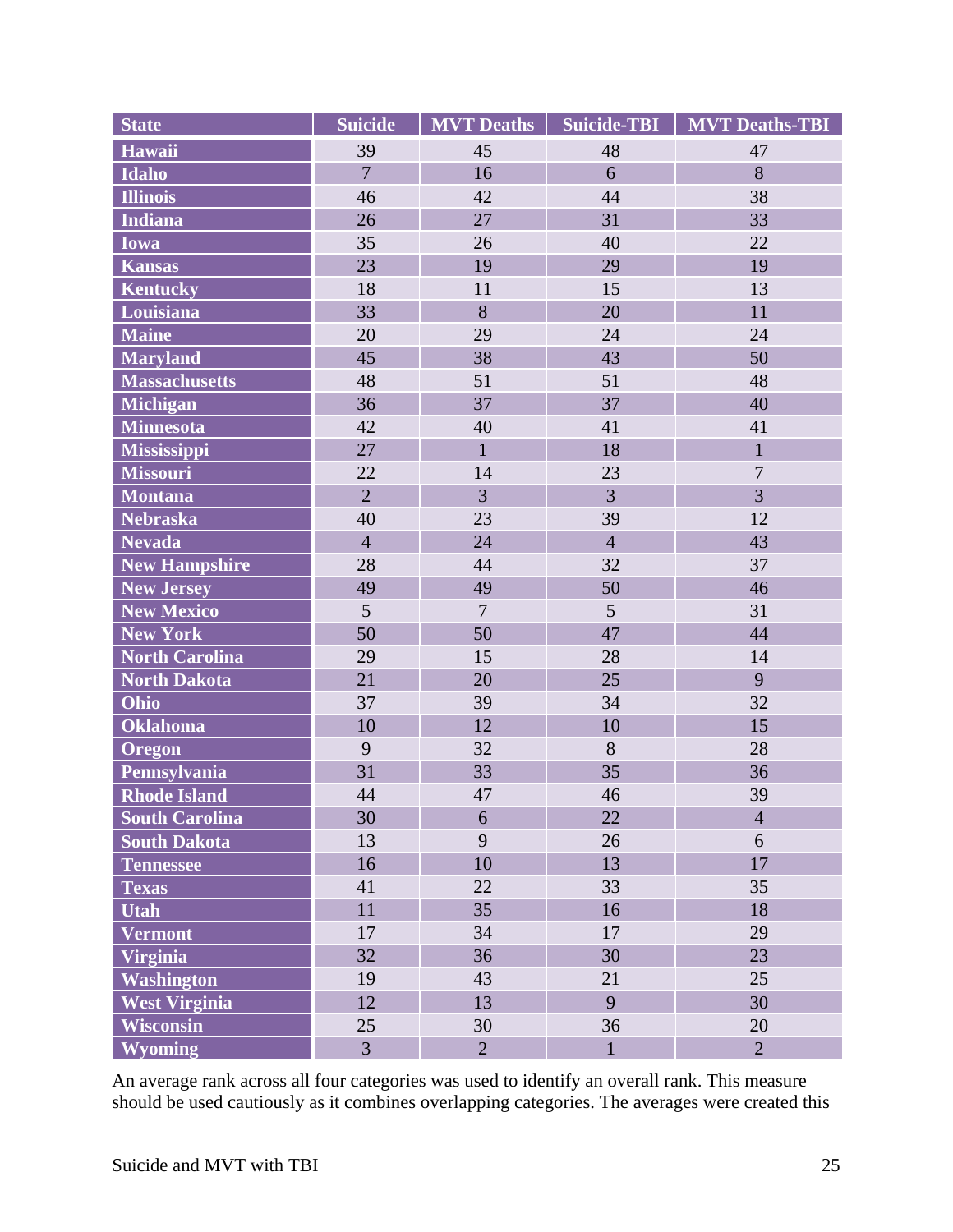| State | Suicide | MVT Deaths | Suicide-TBI | MVT Deaths-TBI |
|---|---|---|---|---|
| Hawaii | 39 | 45 | 48 | 47 |
| Idaho | 7 | 16 | 6 | 8 |
| Illinois | 46 | 42 | 44 | 38 |
| Indiana | 26 | 27 | 31 | 33 |
| Iowa | 35 | 26 | 40 | 22 |
| Kansas | 23 | 19 | 29 | 19 |
| Kentucky | 18 | 11 | 15 | 13 |
| Louisiana | 33 | 8 | 20 | 11 |
| Maine | 20 | 29 | 24 | 24 |
| Maryland | 45 | 38 | 43 | 50 |
| Massachusetts | 48 | 51 | 51 | 48 |
| Michigan | 36 | 37 | 37 | 40 |
| Minnesota | 42 | 40 | 41 | 41 |
| Mississippi | 27 | 1 | 18 | 1 |
| Missouri | 22 | 14 | 23 | 7 |
| Montana | 2 | 3 | 3 | 3 |
| Nebraska | 40 | 23 | 39 | 12 |
| Nevada | 4 | 24 | 4 | 43 |
| New Hampshire | 28 | 44 | 32 | 37 |
| New Jersey | 49 | 49 | 50 | 46 |
| New Mexico | 5 | 7 | 5 | 31 |
| New York | 50 | 50 | 47 | 44 |
| North Carolina | 29 | 15 | 28 | 14 |
| North Dakota | 21 | 20 | 25 | 9 |
| Ohio | 37 | 39 | 34 | 32 |
| Oklahoma | 10 | 12 | 10 | 15 |
| Oregon | 9 | 32 | 8 | 28 |
| Pennsylvania | 31 | 33 | 35 | 36 |
| Rhode Island | 44 | 47 | 46 | 39 |
| South Carolina | 30 | 6 | 22 | 4 |
| South Dakota | 13 | 9 | 26 | 6 |
| Tennessee | 16 | 10 | 13 | 17 |
| Texas | 41 | 22 | 33 | 35 |
| Utah | 11 | 35 | 16 | 18 |
| Vermont | 17 | 34 | 17 | 29 |
| Virginia | 32 | 36 | 30 | 23 |
| Washington | 19 | 43 | 21 | 25 |
| West Virginia | 12 | 13 | 9 | 30 |
| Wisconsin | 25 | 30 | 36 | 20 |
| Wyoming | 3 | 2 | 1 | 2 |

An average rank across all four categories was used to identify an overall rank. This measure should be used cautiously as it combines overlapping categories. The averages were created this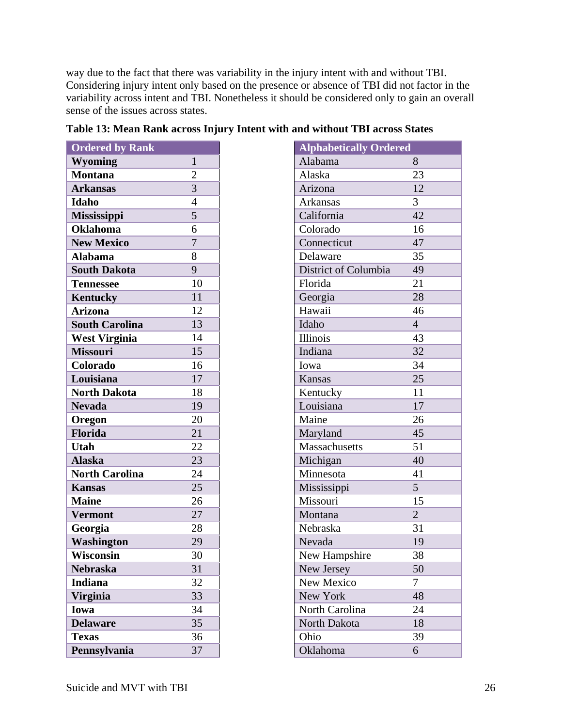way due to the fact that there was variability in the injury intent with and without TBI. Considering injury intent only based on the presence or absence of TBI did not factor in the variability across intent and TBI. Nonetheless it should be considered only to gain an overall sense of the issues across states.

**Table 13: Mean Rank across Injury Intent with and without TBI across States**

| Ordered by Rank | |
|---|---|
| **Wyoming** | 1 |
| **Montana** | 2 |
| **Arkansas** | 3 |
| **Idaho** | 4 |
| **Mississippi** | 5 |
| **Oklahoma** | 6 |
| **New Mexico** | 7 |
| **Alabama** | 8 |
| **South Dakota** | 9 |
| **Tennessee** | 10 |
| **Kentucky** | 11 |
| **Arizona** | 12 |
| **South Carolina** | 13 |
| **West Virginia** | 14 |
| **Missouri** | 15 |
| **Colorado** | 16 |
| **Louisiana** | 17 |
| **North Dakota** | 18 |
| **Nevada** | 19 |
| **Oregon** | 20 |
| **Florida** | 21 |
| **Utah** | 22 |
| **Alaska** | 23 |
| **North Carolina** | 24 |
| **Kansas** | 25 |
| **Maine** | 26 |
| **Vermont** | 27 |
| **Georgia** | 28 |
| **Washington** | 29 |
| **Wisconsin** | 30 |
| **Nebraska** | 31 |
| **Indiana** | 32 |
| **Virginia** | 33 |
| **Iowa** | 34 |
| **Delaware** | 35 |
| **Texas** | 36 |
| **Pennsylvania** | 37 |

| Alphabetically Ordered | |
|---|---|
| Alabama | 8 |
| Alaska | 23 |
| Arizona | 12 |
| Arkansas | 3 |
| California | 42 |
| Colorado | 16 |
| Connecticut | 47 |
| Delaware | 35 |
| District of Columbia | 49 |
| Florida | 21 |
| Georgia | 28 |
| Hawaii | 46 |
| Idaho | 4 |
| Illinois | 43 |
| Indiana | 32 |
| Iowa | 34 |
| Kansas | 25 |
| Kentucky | 11 |
| Louisiana | 17 |
| Maine | 26 |
| Maryland | 45 |
| Massachusetts | 51 |
| Michigan | 40 |
| Minnesota | 41 |
| Mississippi | 5 |
| Missouri | 15 |
| Montana | 2 |
| Nebraska | 31 |
| Nevada | 19 |
| New Hampshire | 38 |
| New Jersey | 50 |
| New Mexico | 7 |
| New York | 48 |
| North Carolina | 24 |
| North Dakota | 18 |
| Ohio | 39 |
| Oklahoma | 6 |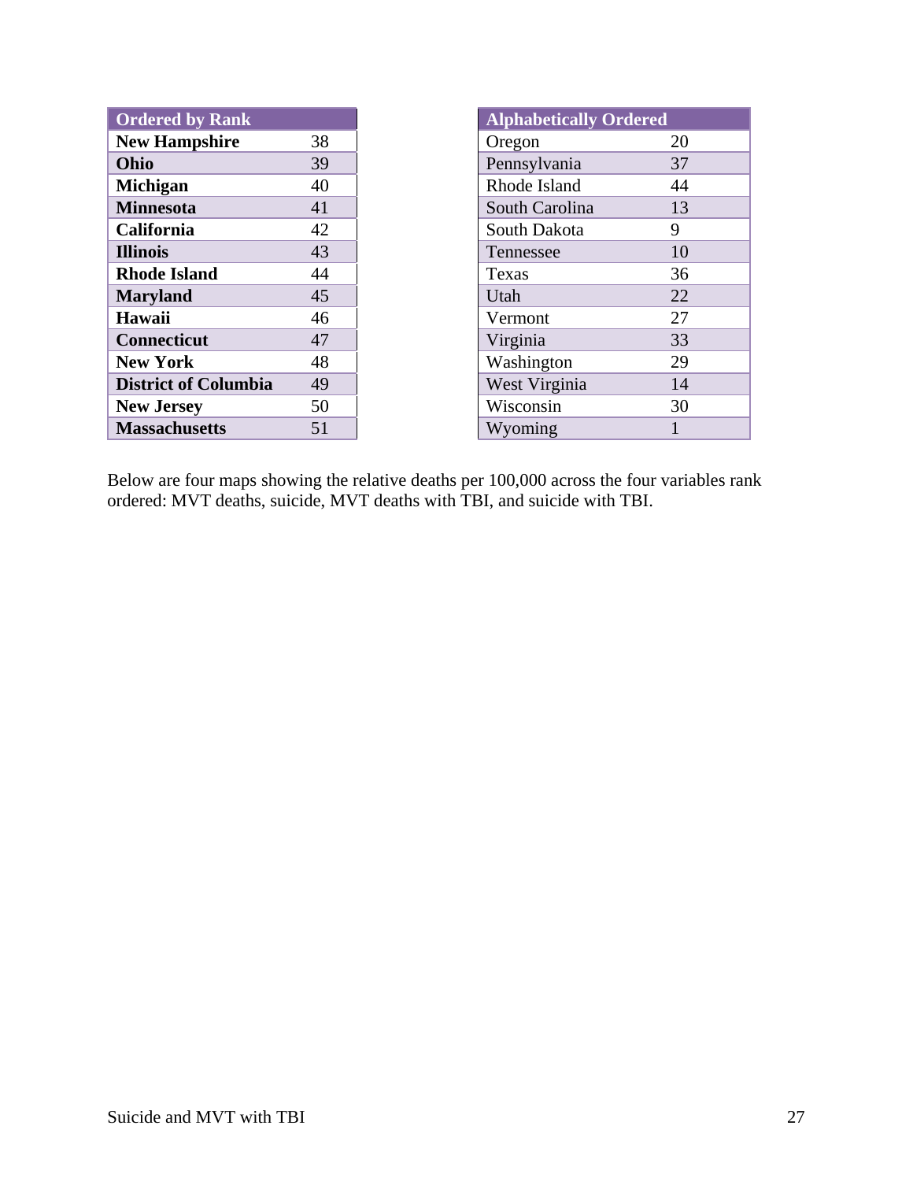| Ordered by Rank | |
|---|---|
| **New Hampshire** | 38 |
| **Ohio** | 39 |
| **Michigan** | 40 |
| **Minnesota** | 41 |
| **California** | 42 |
| **Illinois** | 43 |
| **Rhode Island** | 44 |
| **Maryland** | 45 |
| **Hawaii** | 46 |
| **Connecticut** | 47 |
| **New York** | 48 |
| **District of Columbia** | 49 |
| **New Jersey** | 50 |
| **Massachusetts** | 51 |

| Alphabetically Ordered | |
|---|---|
| Oregon | 20 |
| Pennsylvania | 37 |
| Rhode Island | 44 |
| South Carolina | 13 |
| South Dakota | 9 |
| Tennessee | 10 |
| Texas | 36 |
| Utah | 22 |
| Vermont | 27 |
| Virginia | 33 |
| Washington | 29 |
| West Virginia | 14 |
| Wisconsin | 30 |
| Wyoming | 1 |

Below are four maps showing the relative deaths per 100,000 across the four variables rank ordered: MVT deaths, suicide, MVT deaths with TBI, and suicide with TBI.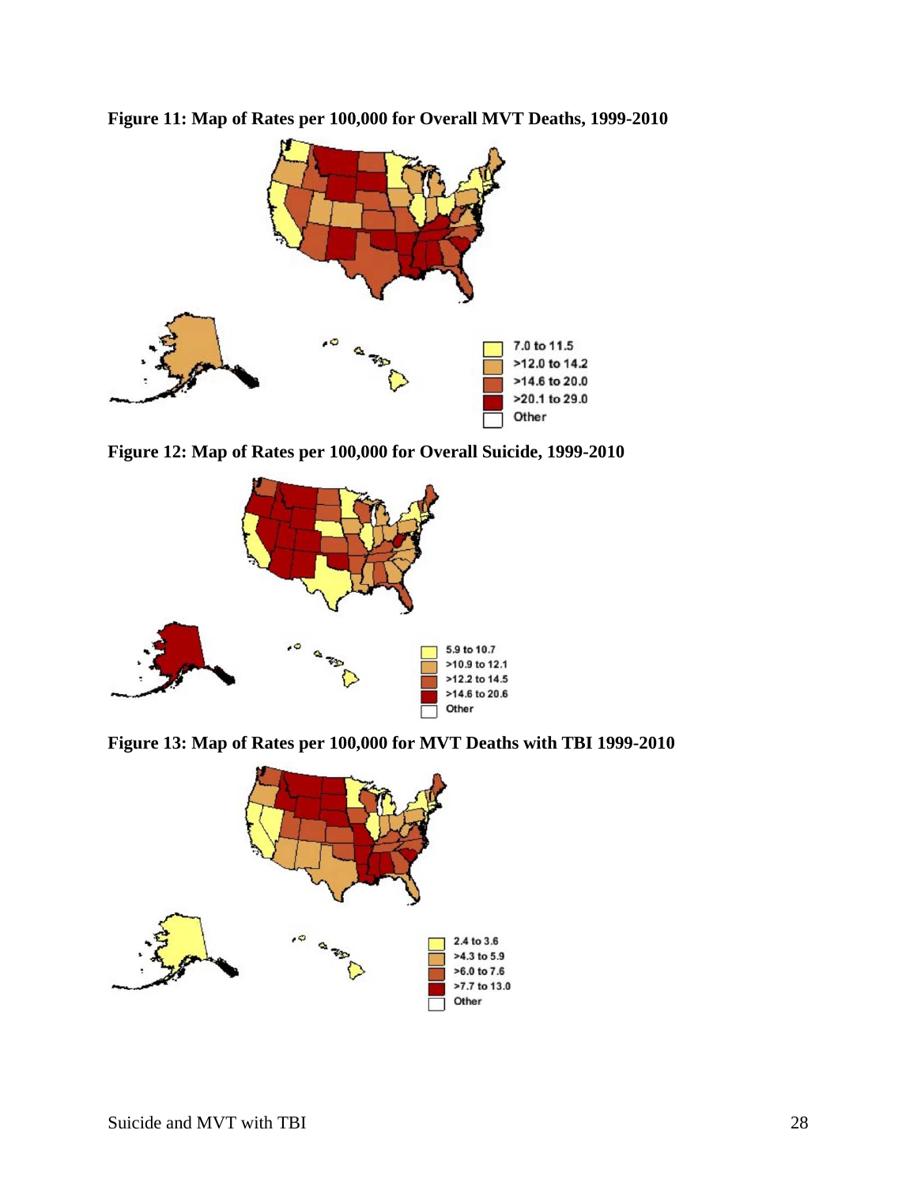**Figure 11: Map of Rates per 100,000 for Overall MVT Deaths, 1999-2010**

**Figure 12: Map of Rates per 100,000 for Overall Suicide, 1999-2010**

**Figure 13: Map of Rates per 100,000 for MVT Deaths with TBI 1999-2010**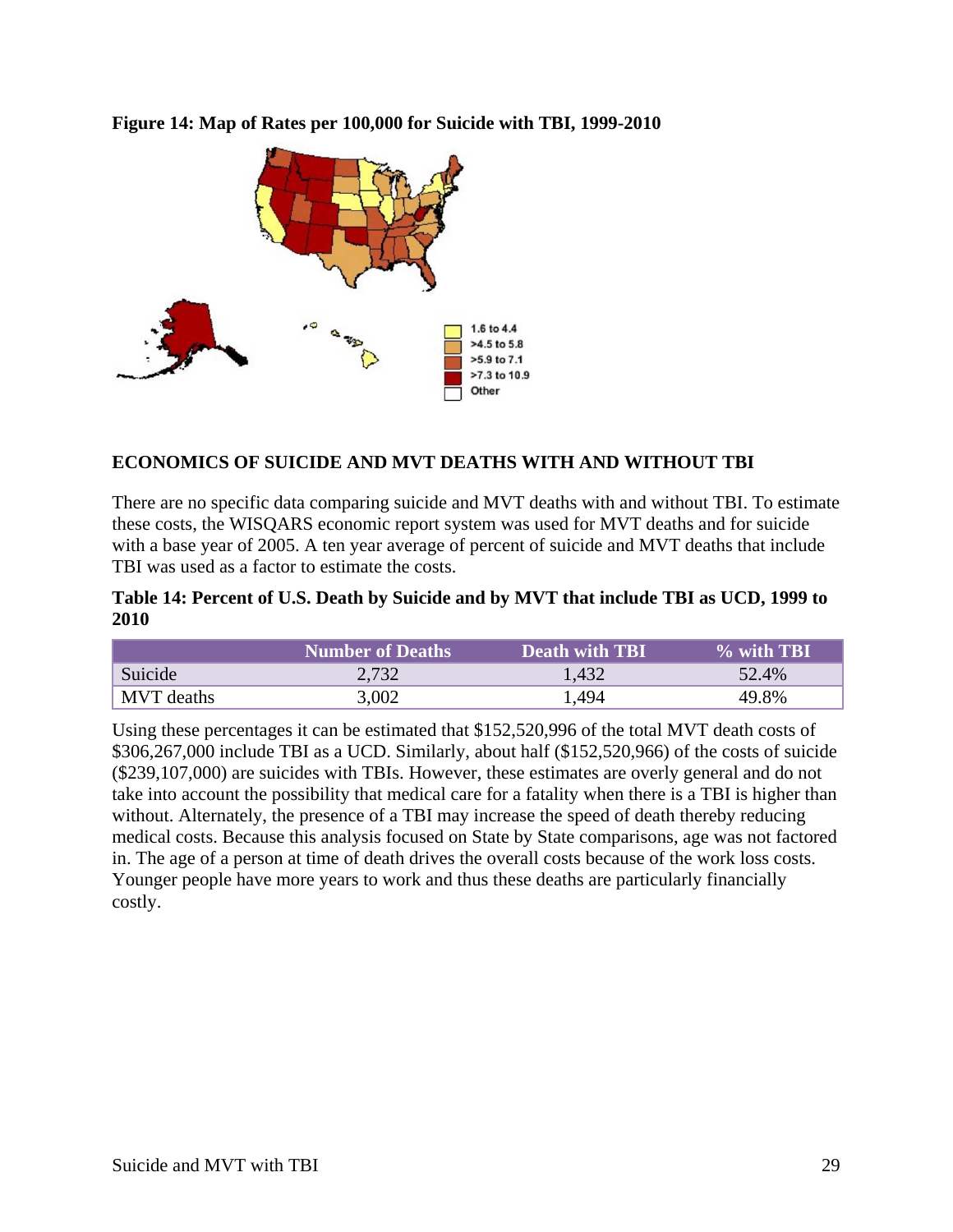**Figure 14: Map of Rates per 100,000 for Suicide with TBI, 1999-2010**

## ECONOMICS OF SUICIDE AND MVT DEATHS WITH AND WITHOUT TBI

There are no specific data comparing suicide and MVT deaths with and without TBI. To estimate these costs, the WISQARS economic report system was used for MVT deaths and for suicide with a base year of 2005. A ten year average of percent of suicide and MVT deaths that include TBI was used as a factor to estimate the costs.

**Table 14: Percent of U.S. Death by Suicide and by MVT that include TBI as UCD, 1999 to 2010**

| | Number of Deaths | Death with TBI | % with TBI |
|---|---|---|---|
| Suicide | 2,732 | 1,432 | 52.4% |
| MVT deaths | 3,002 | 1,494 | 49.8% |

Using these percentages it can be estimated that $152,520,996 of the total MVT death costs of $306,267,000 include TBI as a UCD. Similarly, about half ($152,520,966) of the costs of suicide ($239,107,000) are suicides with TBIs. However, these estimates are overly general and do not take into account the possibility that medical care for a fatality when there is a TBI is higher than without. Alternately, the presence of a TBI may increase the speed of death thereby reducing medical costs. Because this analysis focused on State by State comparisons, age was not factored in. The age of a person at time of death drives the overall costs because of the work loss costs. Younger people have more years to work and thus these deaths are particularly financially costly.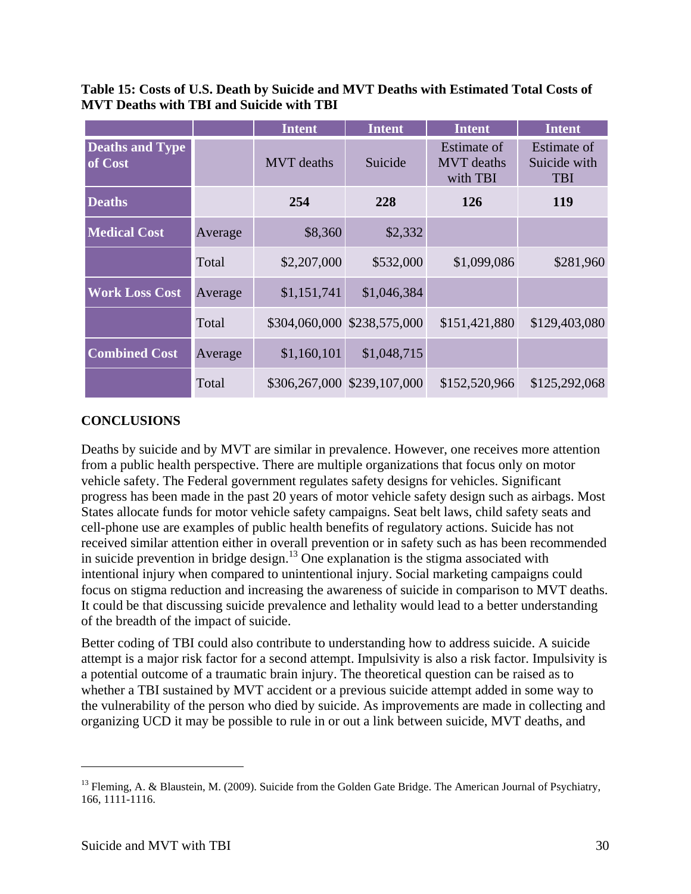**Table 15: Costs of U.S. Death by Suicide and MVT Deaths with Estimated Total Costs of MVT Deaths with TBI and Suicide with TBI**

| | | Intent | Intent | Intent | Intent |
|---|---|---|---|---|---|
| **Deaths and Type of Cost** | | MVT deaths | Suicide | Estimate of MVT deaths with TBI | Estimate of Suicide with TBI |
| **Deaths** | | **254** | **228** | **126** | **119** |
| **Medical Cost** | Average | $8,360 | $2,332 | | |
| | Total | $2,207,000 | $532,000 | $1,099,086 | $281,960 |
| **Work Loss Cost** | Average | $1,151,741 | $1,046,384 | | |
| | Total | $304,060,000 | $238,575,000 | $151,421,880 | $129,403,080 |
| **Combined Cost** | Average | $1,160,101 | $1,048,715 | | |
| | Total | $306,267,000 | $239,107,000 | $152,520,966 | $125,292,068 |

## CONCLUSIONS

Deaths by suicide and by MVT are similar in prevalence. However, one receives more attention from a public health perspective. There are multiple organizations that focus only on motor vehicle safety. The Federal government regulates safety designs for vehicles. Significant progress has been made in the past 20 years of motor vehicle safety design such as airbags. Most States allocate funds for motor vehicle safety campaigns. Seat belt laws, child safety seats and cell-phone use are examples of public health benefits of regulatory actions. Suicide has not received similar attention either in overall prevention or in safety such as has been recommended in suicide prevention in bridge design.[13] One explanation is the stigma associated with intentional injury when compared to unintentional injury. Social marketing campaigns could focus on stigma reduction and increasing the awareness of suicide in comparison to MVT deaths. It could be that discussing suicide prevalence and lethality would lead to a better understanding of the breadth of the impact of suicide.

Better coding of TBI could also contribute to understanding how to address suicide. A suicide attempt is a major risk factor for a second attempt. Impulsivity is also a risk factor. Impulsivity is a potential outcome of a traumatic brain injury. The theoretical question can be raised as to whether a TBI sustained by MVT accident or a previous suicide attempt added in some way to the vulnerability of the person who died by suicide. As improvements are made in collecting and organizing UCD it may be possible to rule in or out a link between suicide, MVT deaths, and

---

[13] Fleming, A. & Blaustein, M. (2009). Suicide from the Golden Gate Bridge. The American Journal of Psychiatry, 166, 1111-1116.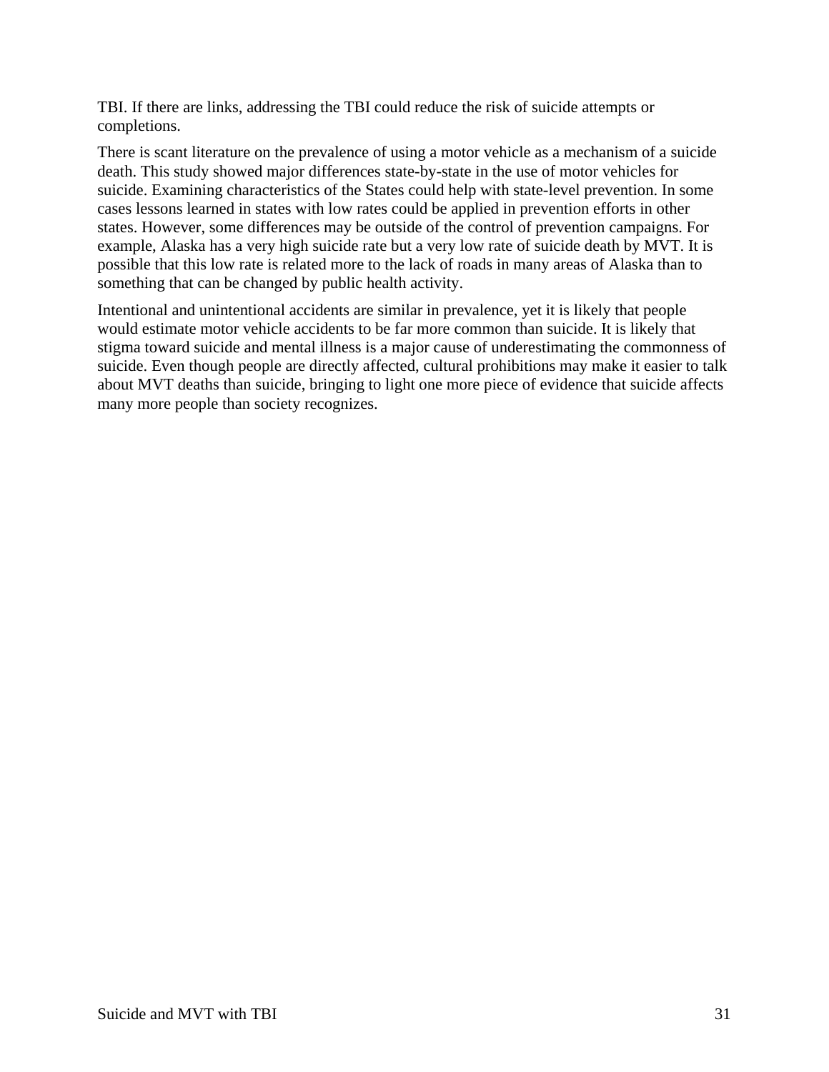TBI. If there are links, addressing the TBI could reduce the risk of suicide attempts or completions.

There is scant literature on the prevalence of using a motor vehicle as a mechanism of a suicide death. This study showed major differences state-by-state in the use of motor vehicles for suicide. Examining characteristics of the States could help with state-level prevention. In some cases lessons learned in states with low rates could be applied in prevention efforts in other states. However, some differences may be outside of the control of prevention campaigns. For example, Alaska has a very high suicide rate but a very low rate of suicide death by MVT. It is possible that this low rate is related more to the lack of roads in many areas of Alaska than to something that can be changed by public health activity.

Intentional and unintentional accidents are similar in prevalence, yet it is likely that people would estimate motor vehicle accidents to be far more common than suicide. It is likely that stigma toward suicide and mental illness is a major cause of underestimating the commonness of suicide. Even though people are directly affected, cultural prohibitions may make it easier to talk about MVT deaths than suicide, bringing to light one more piece of evidence that suicide affects many more people than society recognizes.